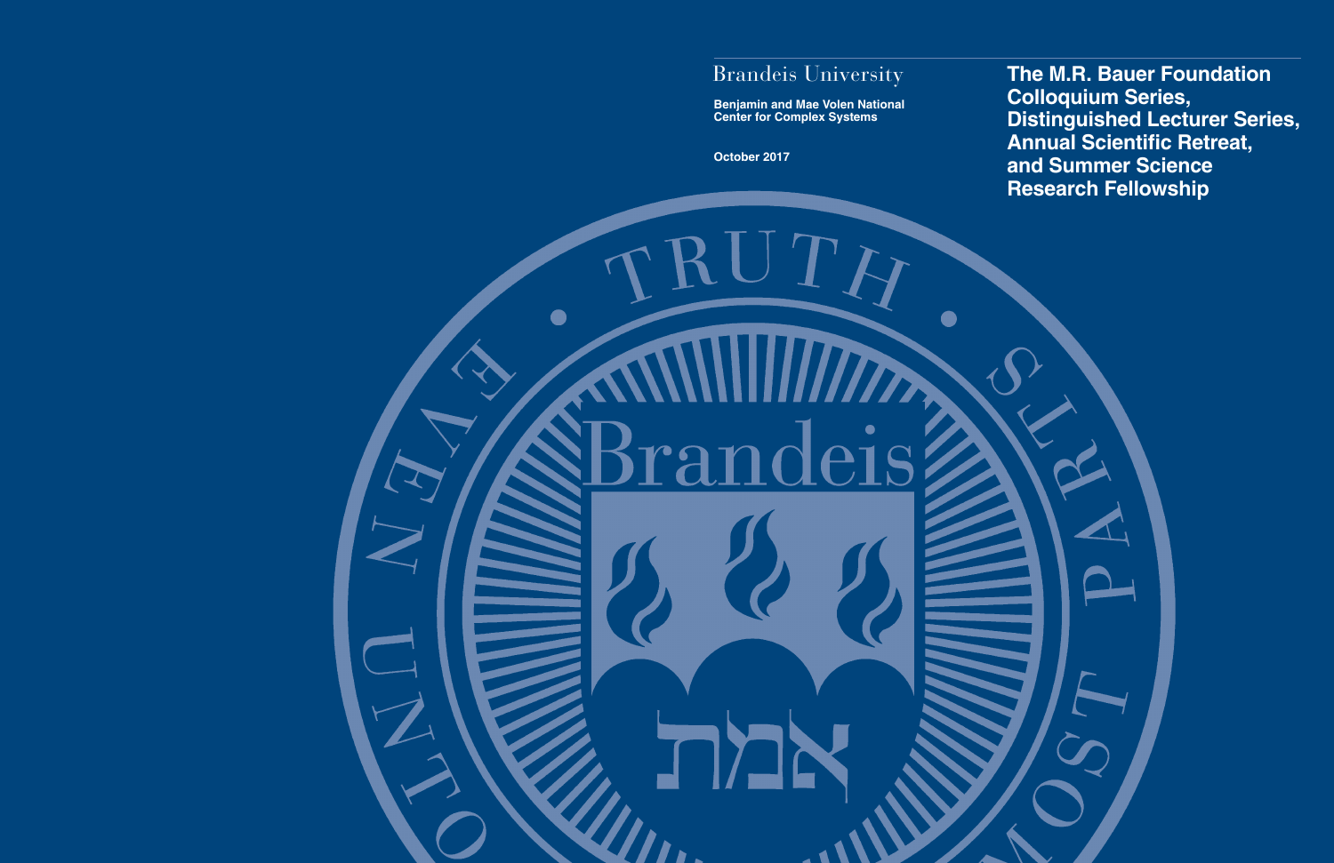Brandeis University

**Benjamin and Mae Volen National Center for Complex Systems**

**October 2017**

# The M.R. Bauer Foundation Colloquium Series, Distinguished Lecturer Series, Annual Scientific Retreat, and Summer Science Research Fellowship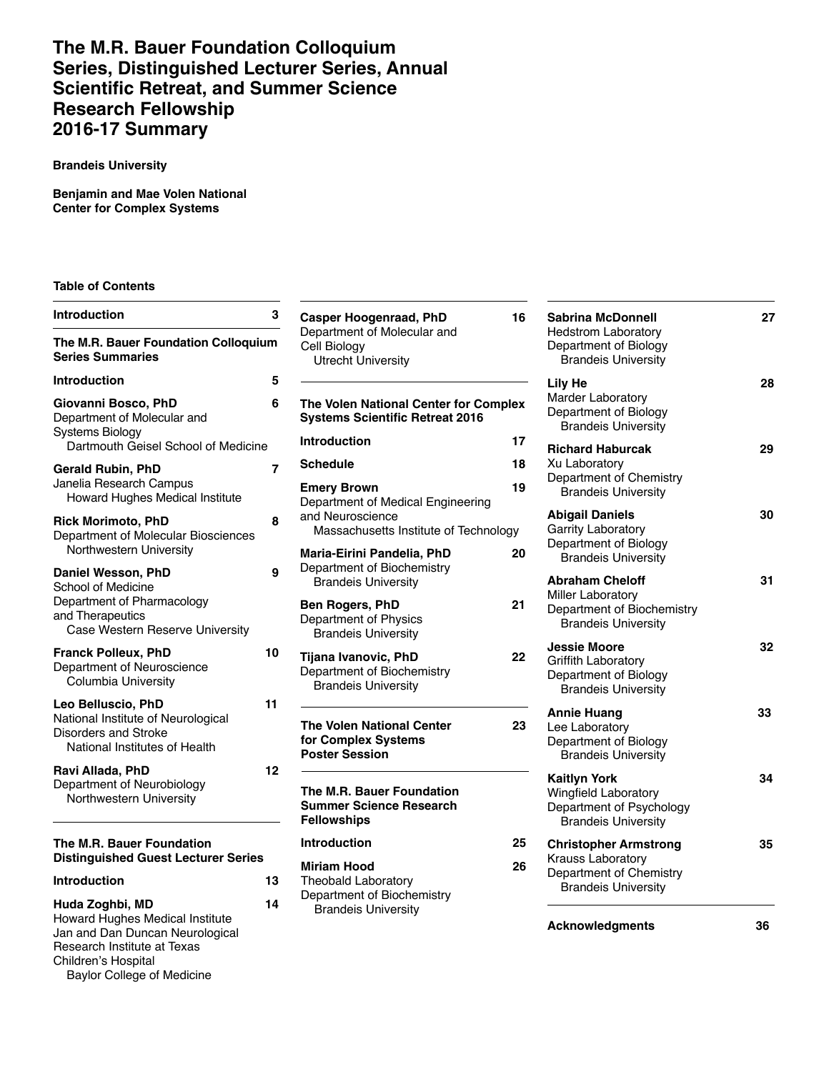# The M.R. Bauer Foundation Colloquium Series, Distinguished Lecturer Series, Annual Scientific Retreat, and Summer Science Research Fellowship 2016-17 Summary

**Brandeis University**

**Benjamin and Mae Volen National Center for Complex Systems**

**Table of Contents**

**Introduction** 3

**The M.R. Bauer Foundation Colloquium Series Summaries**

**Introduction** 5

**Giovanni Bosco, PhD** 6
Department of Molecular and Systems Biology
Dartmouth Geisel School of Medicine

**Gerald Rubin, PhD** 7
Janelia Research Campus
Howard Hughes Medical Institute

**Rick Morimoto, PhD** 8
Department of Molecular Biosciences
Northwestern University

**Daniel Wesson, PhD** 9
School of Medicine
Department of Pharmacology and Therapeutics
Case Western Reserve University

**Franck Polleux, PhD** 10
Department of Neuroscience
Columbia University

**Leo Belluscio, PhD** 11
National Institute of Neurological Disorders and Stroke
National Institutes of Health

**Ravi Allada, PhD** 12
Department of Neurobiology
Northwestern University

**The M.R. Bauer Foundation Distinguished Guest Lecturer Series**

**Introduction** 13

**Huda Zoghbi, MD** 14
Howard Hughes Medical Institute
Jan and Dan Duncan Neurological Research Institute at Texas Children's Hospital
Baylor College of Medicine

**Casper Hoogenraad, PhD** 16
Department of Molecular and Cell Biology
Utrecht University

**The Volen National Center for Complex Systems Scientific Retreat 2016**

**Introduction** 17

**Schedule** 18

**Emery Brown** 19
Department of Medical Engineering and Neuroscience
Massachusetts Institute of Technology

**Maria-Eirini Pandelia, PhD** 20
Department of Biochemistry
Brandeis University

**Ben Rogers, PhD** 21
Department of Physics
Brandeis University

**Tijana Ivanovic, PhD** 22
Department of Biochemistry
Brandeis University

**The Volen National Center for Complex Systems Poster Session** 23

**The M.R. Bauer Foundation Summer Science Research Fellowships**

**Introduction** 25

**Miriam Hood** 26
Theobald Laboratory
Department of Biochemistry
Brandeis University

**Sabrina McDonnell** 27
Hedstrom Laboratory
Department of Biology
Brandeis University

**Lily He** 28
Marder Laboratory
Department of Biology
Brandeis University

**Richard Haburcak** 29
Xu Laboratory
Department of Chemistry
Brandeis University

**Abigail Daniels** 30
Garrity Laboratory
Department of Biology
Brandeis University

**Abraham Cheloff** 31
Miller Laboratory
Department of Biochemistry
Brandeis University

**Jessie Moore** 32
Griffith Laboratory
Department of Biology
Brandeis University

**Annie Huang** 33
Lee Laboratory
Department of Biology
Brandeis University

**Kaitlyn York** 34
Wingfield Laboratory
Department of Psychology
Brandeis University

**Christopher Armstrong** 35
Krauss Laboratory
Department of Chemistry
Brandeis University

**Acknowledgments** 36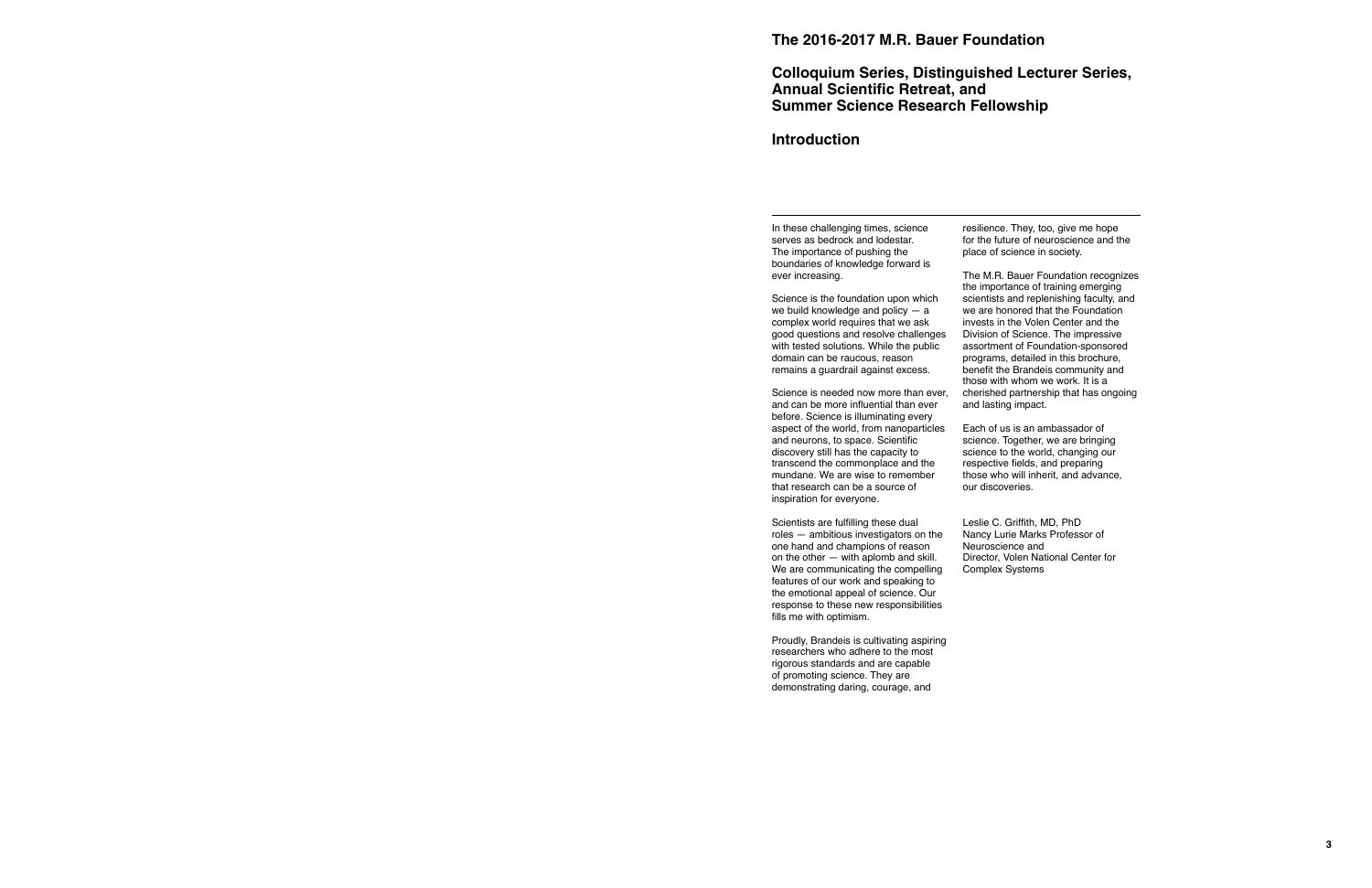# The 2016-2017 M.R. Bauer Foundation

# Colloquium Series, Distinguished Lecturer Series, Annual Scientific Retreat, and Summer Science Research Fellowship

## Introduction

In these challenging times, science serves as bedrock and lodestar. The importance of pushing the boundaries of knowledge forward is ever increasing.

Science is the foundation upon which we build knowledge and policy — a complex world requires that we ask good questions and resolve challenges with tested solutions. While the public domain can be raucous, reason remains a guardrail against excess.

Science is needed now more than ever, and can be more influential than ever before. Science is illuminating every aspect of the world, from nanoparticles and neurons, to space. Scientific discovery still has the capacity to transcend the commonplace and the mundane. We are wise to remember that research can be a source of inspiration for everyone.

Scientists are fulfilling these dual roles — ambitious investigators on the one hand and champions of reason on the other — with aplomb and skill. We are communicating the compelling features of our work and speaking to the emotional appeal of science. Our response to these new responsibilities fills me with optimism.

Proudly, Brandeis is cultivating aspiring researchers who adhere to the most rigorous standards and are capable of promoting science. They are demonstrating daring, courage, and resilience. They, too, give me hope for the future of neuroscience and the place of science in society.

The M.R. Bauer Foundation recognizes the importance of training emerging scientists and replenishing faculty, and we are honored that the Foundation invests in the Volen Center and the Division of Science. The impressive assortment of Foundation-sponsored programs, detailed in this brochure, benefit the Brandeis community and those with whom we work. It is a cherished partnership that has ongoing and lasting impact.

Each of us is an ambassador of science. Together, we are bringing science to the world, changing our respective fields, and preparing those who will inherit, and advance, our discoveries.

Leslie C. Griffith, MD, PhD
Nancy Lurie Marks Professor of Neuroscience and
Director, Volen National Center for Complex Systems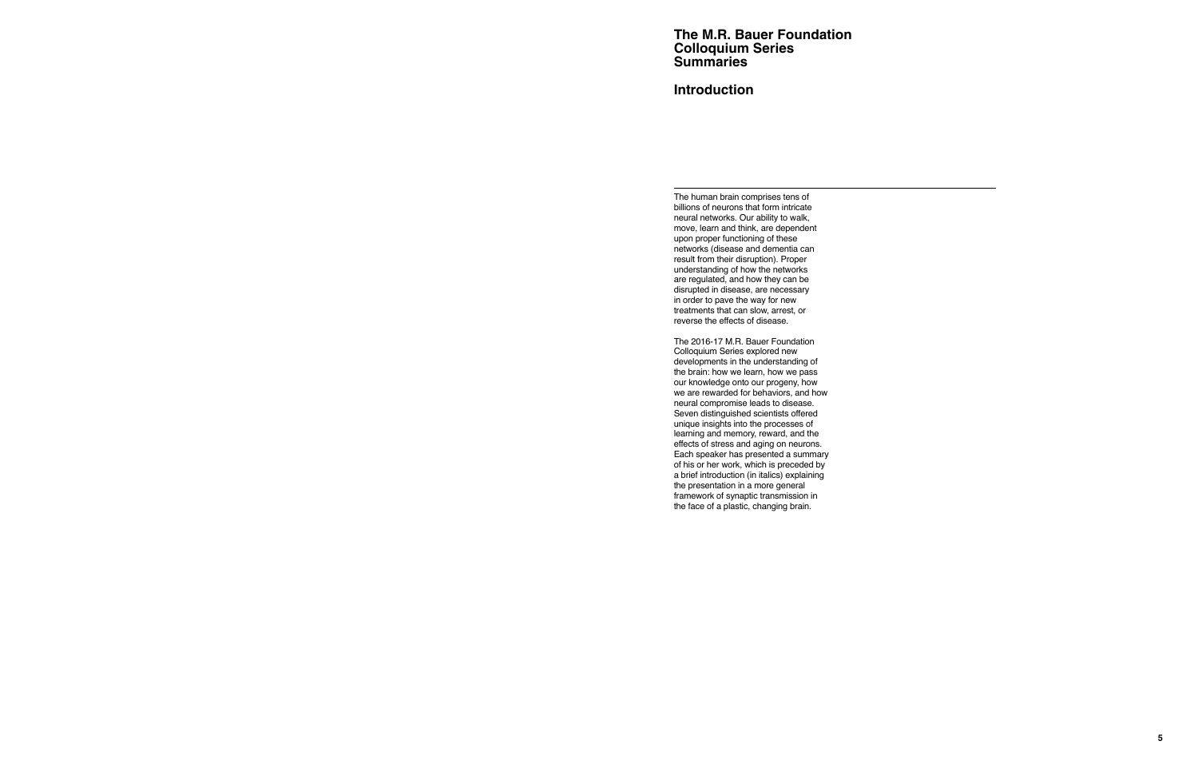# The M.R. Bauer Foundation Colloquium Series Summaries

## Introduction

---

The human brain comprises tens of billions of neurons that form intricate neural networks. Our ability to walk, move, learn and think, are dependent upon proper functioning of these networks (disease and dementia can result from their disruption). Proper understanding of how the networks are regulated, and how they can be disrupted in disease, are necessary in order to pave the way for new treatments that can slow, arrest, or reverse the effects of disease.

The 2016-17 M.R. Bauer Foundation Colloquium Series explored new developments in the understanding of the brain: how we learn, how we pass our knowledge onto our progeny, how we are rewarded for behaviors, and how neural compromise leads to disease. Seven distinguished scientists offered unique insights into the processes of learning and memory, reward, and the effects of stress and aging on neurons. Each speaker has presented a summary of his or her work, which is preceded by a brief introduction (in italics) explaining the presentation in a more general framework of synaptic transmission in the face of a plastic, changing brain.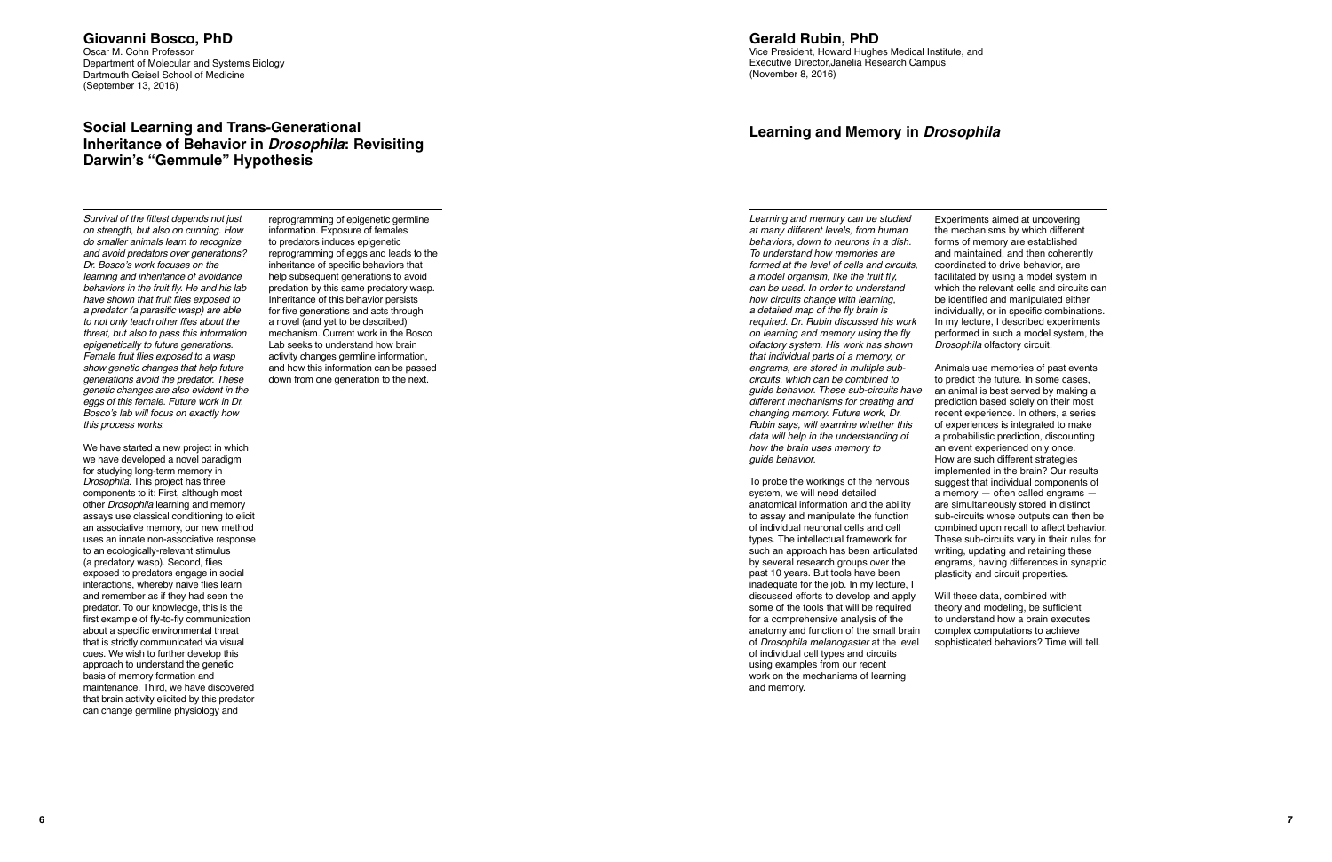## Giovanni Bosco, PhD

Oscar M. Cohn Professor
Department of Molecular and Systems Biology
Dartmouth Geisel School of Medicine
(September 13, 2016)

# Social Learning and Trans-Generational Inheritance of Behavior in *Drosophila*: Revisiting Darwin's "Gemmule" Hypothesis

*Survival of the fittest depends not just on strength, but also on cunning. How do smaller animals learn to recognize and avoid predators over generations? Dr. Bosco's work focuses on the learning and inheritance of avoidance behaviors in the fruit fly. He and his lab have shown that fruit flies exposed to a predator (a parasitic wasp) are able to not only teach other flies about the threat, but also to pass this information epigenetically to future generations. Female fruit flies exposed to a wasp show genetic changes that help future generations avoid the predator. These genetic changes are also evident in the eggs of this female. Future work in Dr. Bosco's lab will focus on exactly how this process works.*

We have started a new project in which we have developed a novel paradigm for studying long-term memory in *Drosophila*. This project has three components to it: First, although most other *Drosophila* learning and memory assays use classical conditioning to elicit an associative memory, our new method uses an innate non-associative response to an ecologically-relevant stimulus (a predatory wasp). Second, flies exposed to predators engage in social interactions, whereby naive flies learn and remember as if they had seen the predator. To our knowledge, this is the first example of fly-to-fly communication about a specific environmental threat that is strictly communicated via visual cues. We wish to further develop this approach to understand the genetic basis of memory formation and maintenance. Third, we have discovered that brain activity elicited by this predator can change germline physiology and reprogramming of epigenetic germline information. Exposure of females to predators induces epigenetic reprogramming of eggs and leads to the inheritance of specific behaviors that help subsequent generations to avoid predation by this same predatory wasp. Inheritance of this behavior persists for five generations and acts through a novel (and yet to be described) mechanism. Current work in the Bosco Lab seeks to understand how brain activity changes germline information, and how this information can be passed down from one generation to the next.

## Gerald Rubin, PhD

Vice President, Howard Hughes Medical Institute, and
Executive Director,Janelia Research Campus
(November 8, 2016)

# Learning and Memory in *Drosophila*

*Learning and memory can be studied at many different levels, from human behaviors, down to neurons in a dish. To understand how memories are formed at the level of cells and circuits, a model organism, like the fruit fly, can be used. In order to understand how circuits change with learning, a detailed map of the fly brain is required. Dr. Rubin discussed his work on learning and memory using the fly olfactory system. His work has shown that individual parts of a memory, or engrams, are stored in multiple sub-circuits, which can be combined to guide behavior. These sub-circuits have different mechanisms for creating and changing memory. Future work, Dr. Rubin says, will examine whether this data will help in the understanding of how the brain uses memory to guide behavior.*

To probe the workings of the nervous system, we will need detailed anatomical information and the ability to assay and manipulate the function of individual neuronal cells and cell types. The intellectual framework for such an approach has been articulated by several research groups over the past 10 years. But tools have been inadequate for the job. In my lecture, I discussed efforts to develop and apply some of the tools that will be required for a comprehensive analysis of the anatomy and function of the small brain of *Drosophila melanogaster* at the level of individual cell types and circuits using examples from our recent work on the mechanisms of learning and memory.

Experiments aimed at uncovering the mechanisms by which different forms of memory are established and maintained, and then coherently coordinated to drive behavior, are facilitated by using a model system in which the relevant cells and circuits can be identified and manipulated either individually, or in specific combinations. In my lecture, I described experiments performed in such a model system, the *Drosophila* olfactory circuit.

Animals use memories of past events to predict the future. In some cases, an animal is best served by making a prediction based solely on their most recent experience. In others, a series of experiences is integrated to make a probabilistic prediction, discounting an event experienced only once. How are such different strategies implemented in the brain? Our results suggest that individual components of a memory — often called engrams — are simultaneously stored in distinct sub-circuits whose outputs can then be combined upon recall to affect behavior. These sub-circuits vary in their rules for writing, updating and retaining these engrams, having differences in synaptic plasticity and circuit properties.

Will these data, combined with theory and modeling, be sufficient to understand how a brain executes complex computations to achieve sophisticated behaviors? Time will tell.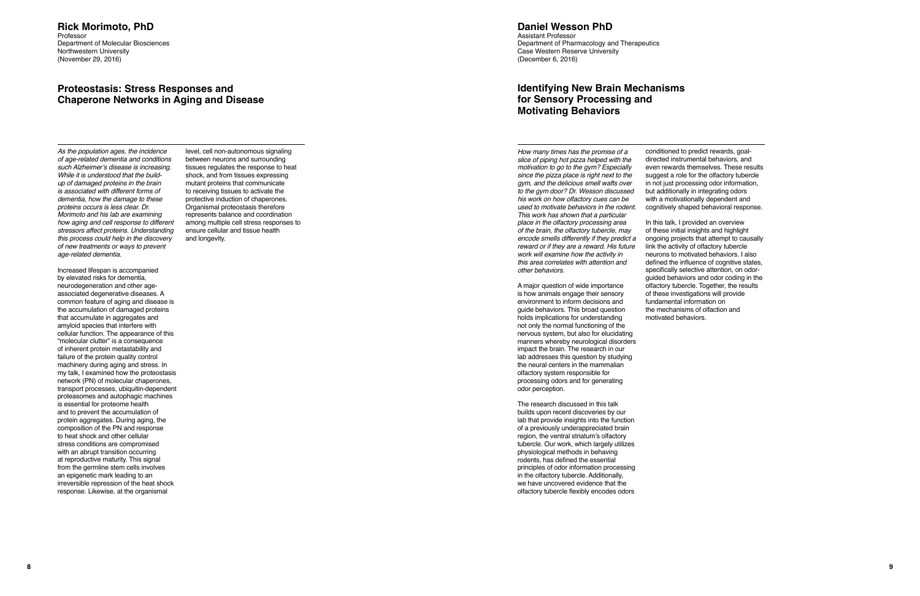## Rick Morimoto, PhD

Professor
Department of Molecular Biosciences
Northwestern University
(November 29, 2016)

# Proteostasis: Stress Responses and Chaperone Networks in Aging and Disease

*As the population ages, the incidence of age-related dementia and conditions such Alzheimer's disease is increasing. While it is understood that the build-up of damaged proteins in the brain is associated with different forms of dementia, how the damage to these proteins occurs is less clear. Dr. Morimoto and his lab are examining how aging and cell response to different stressors affect proteins. Understanding this process could help in the discovery of new treatments or ways to prevent age-related dementia.*

Increased lifespan is accompanied by elevated risks for dementia, neurodegeneration and other age-associated degenerative diseases. A common feature of aging and disease is the accumulation of damaged proteins that accumulate in aggregates and amyloid species that interfere with cellular function. The appearance of this "molecular clutter" is a consequence of inherent protein metastability and failure of the protein quality control machinery during aging and stress. In my talk, I examined how the proteostasis network (PN) of molecular chaperones, transport processes, ubiquitin-dependent proteasomes and autophagic machines is essential for proteome health and to prevent the accumulation of protein aggregates. During aging, the composition of the PN and response to heat shock and other cellular stress conditions are compromised with an abrupt transition occurring at reproductive maturity. This signal from the germline stem cells involves an epigenetic mark leading to an irreversible repression of the heat shock response. Likewise, at the organismal level, cell non-autonomous signaling between neurons and surrounding tissues regulates the response to heat shock, and from tissues expressing mutant proteins that communicate to receiving tissues to activate the protective induction of chaperones. Organismal proteostasis therefore represents balance and coordination among multiple cell stress responses to ensure cellular and tissue health and longevity.

## Daniel Wesson PhD

Assistant Professor
Department of Pharmacology and Therapeutics
Case Western Reserve University
(December 6, 2016)

# Identifying New Brain Mechanisms for Sensory Processing and Motivating Behaviors

*How many times has the promise of a slice of piping hot pizza helped with the motivation to go to the gym? Especially since the pizza place is right next to the gym, and the delicious smell wafts over to the gym door? Dr. Wesson discussed his work on how olfactory cues can be used to motivate behaviors in the rodent. This work has shown that a particular place in the olfactory processing area of the brain, the olfactory tubercle, may encode smells differently if they predict a reward or if they are a reward. His future work will examine how the activity in this area correlates with attention and other behaviors.*

A major question of wide importance is how animals engage their sensory environment to inform decisions and guide behaviors. This broad question holds implications for understanding not only the normal functioning of the nervous system, but also for elucidating manners whereby neurological disorders impact the brain. The research in our lab addresses this question by studying the neural centers in the mammalian olfactory system responsible for processing odors and for generating odor perception.

The research discussed in this talk builds upon recent discoveries by our lab that provide insights into the function of a previously underappreciated brain region, the ventral striatum's olfactory tubercle. Our work, which largely utilizes physiological methods in behaving rodents, has defined the essential principles of odor information processing in the olfactory tubercle. Additionally, we have uncovered evidence that the olfactory tubercle flexibly encodes odors conditioned to predict rewards, goal-directed instrumental behaviors, and even rewards themselves. These results suggest a role for the olfactory tubercle in not just processing odor information, but additionally in integrating odors with a motivationally dependent and cognitively shaped behavioral response.

In this talk, I provided an overview of these initial insights and highlight ongoing projects that attempt to causally link the activity of olfactory tubercle neurons to motivated behaviors. I also defined the influence of cognitive states, specifically selective attention, on odor-guided behaviors and odor coding in the olfactory tubercle. Together, the results of these investigations will provide fundamental information on the mechanisms of olfaction and motivated behaviors.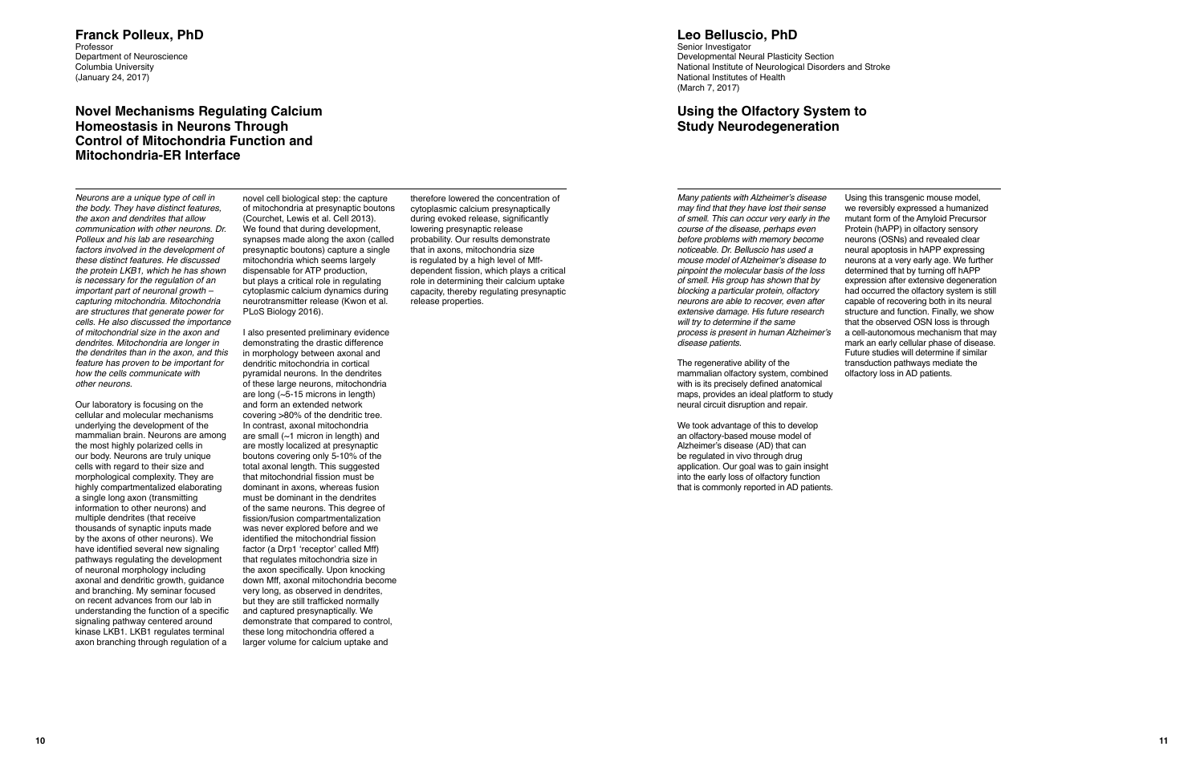## Franck Polleux, PhD

Professor
Department of Neuroscience
Columbia University
(January 24, 2017)

# Novel Mechanisms Regulating Calcium Homeostasis in Neurons Through Control of Mitochondria Function and Mitochondria-ER Interface

*Neurons are a unique type of cell in the body. They have distinct features, the axon and dendrites that allow communication with other neurons. Dr. Polleux and his lab are researching factors involved in the development of these distinct features. He discussed the protein LKB1, which he has shown is necessary for the regulation of an important part of neuronal growth – capturing mitochondria. Mitochondria are structures that generate power for cells. He also discussed the importance of mitochondrial size in the axon and dendrites. Mitochondria are longer in the dendrites than in the axon, and this feature has proven to be important for how the cells communicate with other neurons.*

Our laboratory is focusing on the cellular and molecular mechanisms underlying the development of the mammalian brain. Neurons are among the most highly polarized cells in our body. Neurons are truly unique cells with regard to their size and morphological complexity. They are highly compartmentalized elaborating a single long axon (transmitting information to other neurons) and multiple dendrites (that receive thousands of synaptic inputs made by the axons of other neurons). We have identified several new signaling pathways regulating the development of neuronal morphology including axonal and dendritic growth, guidance and branching. My seminar focused on recent advances from our lab in understanding the function of a specific signaling pathway centered around kinase LKB1. LKB1 regulates terminal axon branching through regulation of a novel cell biological step: the capture of mitochondria at presynaptic boutons (Courchet, Lewis et al. Cell 2013). We found that during development, synapses made along the axon (called presynaptic boutons) capture a single mitochondria which seems largely dispensable for ATP production, but plays a critical role in regulating cytoplasmic calcium dynamics during neurotransmitter release (Kwon et al. PLoS Biology 2016).

I also presented preliminary evidence demonstrating the drastic difference in morphology between axonal and dendritic mitochondria in cortical pyramidal neurons. In the dendrites of these large neurons, mitochondria are long (~5-15 microns in length) and form an extended network covering >80% of the dendritic tree. In contrast, axonal mitochondria are small (~1 micron in length) and are mostly localized at presynaptic boutons covering only 5-10% of the total axonal length. This suggested that mitochondrial fission must be dominant in axons, whereas fusion must be dominant in the dendrites of the same neurons. This degree of fission/fusion compartmentalization was never explored before and we identified the mitochondrial fission factor (a Drp1 'receptor' called Mff) that regulates mitochondria size in the axon specifically. Upon knocking down Mff, axonal mitochondria become very long, as observed in dendrites, but they are still trafficked normally and captured presynaptically. We demonstrate that compared to control, these long mitochondria offered a larger volume for calcium uptake and therefore lowered the concentration of cytoplasmic calcium presynaptically during evoked release, significantly lowering presynaptic release probability. Our results demonstrate that in axons, mitochondria size is regulated by a high level of Mff-dependent fission, which plays a critical role in determining their calcium uptake capacity, thereby regulating presynaptic release properties.

## Leo Belluscio, PhD

Senior Investigator
Developmental Neural Plasticity Section
National Institute of Neurological Disorders and Stroke
National Institutes of Health
(March 7, 2017)

# Using the Olfactory System to Study Neurodegeneration

*Many patients with Alzheimer's disease may find that they have lost their sense of smell. This can occur very early in the course of the disease, perhaps even before problems with memory become noticeable. Dr. Belluscio has used a mouse model of Alzheimer's disease to pinpoint the molecular basis of the loss of smell. His group has shown that by blocking a particular protein, olfactory neurons are able to recover, even after extensive damage. His future research will try to determine if the same process is present in human Alzheimer's disease patients.*

The regenerative ability of the mammalian olfactory system, combined with is its precisely defined anatomical maps, provides an ideal platform to study neural circuit disruption and repair.

We took advantage of this to develop an olfactory-based mouse model of Alzheimer's disease (AD) that can be regulated in vivo through drug application. Our goal was to gain insight into the early loss of olfactory function that is commonly reported in AD patients. Using this transgenic mouse model, we reversibly expressed a humanized mutant form of the Amyloid Precursor Protein (hAPP) in olfactory sensory neurons (OSNs) and revealed clear neural apoptosis in hAPP expressing neurons at a very early age. We further determined that by turning off hAPP expression after extensive degeneration had occurred the olfactory system is still capable of recovering both in its neural structure and function. Finally, we show that the observed OSN loss is through a cell-autonomous mechanism that may mark an early cellular phase of disease. Future studies will determine if similar transduction pathways mediate the olfactory loss in AD patients.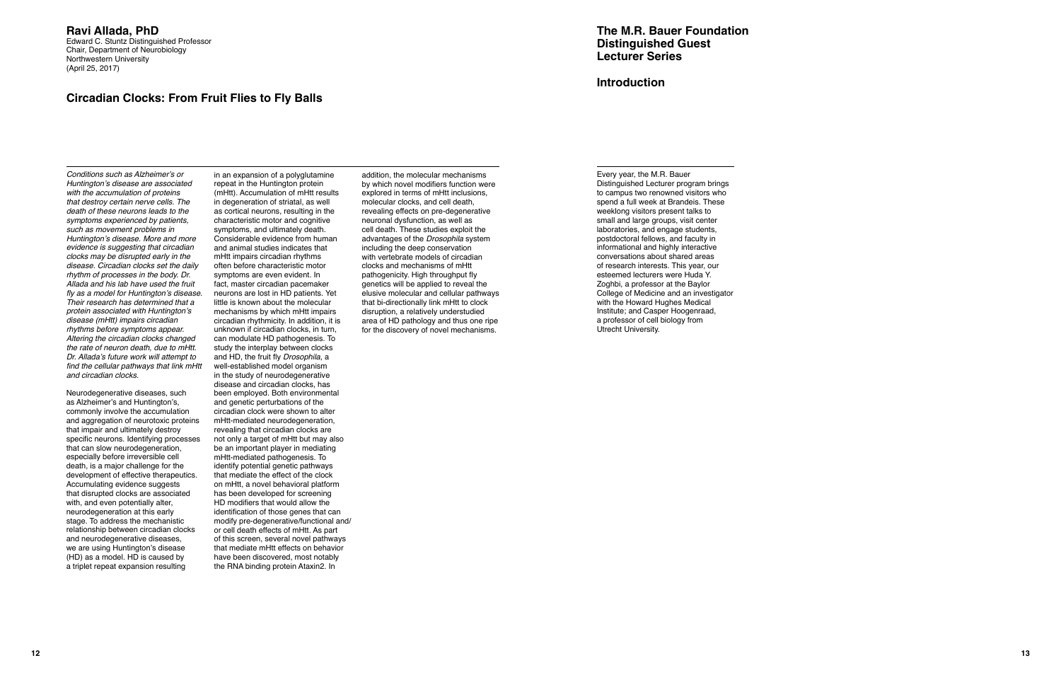## Ravi Allada, PhD

Edward C. Stuntz Distinguished Professor
Chair, Department of Neurobiology
Northwestern University
(April 25, 2017)

# Circadian Clocks: From Fruit Flies to Fly Balls

*Conditions such as Alzheimer's or Huntington's disease are associated with the accumulation of proteins that destroy certain nerve cells. The death of these neurons leads to the symptoms experienced by patients, such as movement problems in Huntington's disease. More and more evidence is suggesting that circadian clocks may be disrupted early in the disease. Circadian clocks set the daily rhythm of processes in the body. Dr. Allada and his lab have used the fruit fly as a model for Huntington's disease. Their research has determined that a protein associated with Huntington's disease (mHtt) impairs circadian rhythms before symptoms appear. Altering the circadian clocks changed the rate of neuron death, due to mHtt. Dr. Allada's future work will attempt to find the cellular pathways that link mHtt and circadian clocks.*

Neurodegenerative diseases, such as Alzheimer's and Huntington's, commonly involve the accumulation and aggregation of neurotoxic proteins that impair and ultimately destroy specific neurons. Identifying processes that can slow neurodegeneration, especially before irreversible cell death, is a major challenge for the development of effective therapeutics. Accumulating evidence suggests that disrupted clocks are associated with, and even potentially alter, neurodegeneration at this early stage. To address the mechanistic relationship between circadian clocks and neurodegenerative diseases, we are using Huntington's disease (HD) as a model. HD is caused by a triplet repeat expansion resulting in an expansion of a polyglutamine repeat in the Huntington protein (mHtt). Accumulation of mHtt results in degeneration of striatal, as well as cortical neurons, resulting in the characteristic motor and cognitive symptoms, and ultimately death. Considerable evidence from human and animal studies indicates that mHtt impairs circadian rhythms often before characteristic motor symptoms are even evident. In fact, master circadian pacemaker neurons are lost in HD patients. Yet little is known about the molecular mechanisms by which mHtt impairs circadian rhythmicity. In addition, it is unknown if circadian clocks, in turn, can modulate HD pathogenesis. To study the interplay between clocks and HD, the fruit fly *Drosophila*, a well-established model organism in the study of neurodegenerative disease and circadian clocks, has been employed. Both environmental and genetic perturbations of the circadian clock were shown to alter mHtt-mediated neurodegeneration, revealing that circadian clocks are not only a target of mHtt but may also be an important player in mediating mHtt-mediated pathogenesis. To identify potential genetic pathways that mediate the effect of the clock on mHtt, a novel behavioral platform has been developed for screening HD modifiers that would allow the identification of those genes that can modify pre-degenerative/functional and/or cell death effects of mHtt. As part of this screen, several novel pathways that mediate mHtt effects on behavior have been discovered, most notably the RNA binding protein Ataxin2. In addition, the molecular mechanisms by which novel modifiers function were explored in terms of mHtt inclusions, molecular clocks, and cell death, revealing effects on pre-degenerative neuronal dysfunction, as well as cell death. These studies exploit the advantages of the *Drosophila* system including the deep conservation with vertebrate models of circadian clocks and mechanisms of mHtt pathogenicity. High throughput fly genetics will be applied to reveal the elusive molecular and cellular pathways that bi-directionally link mHtt to clock disruption, a relatively understudied area of HD pathology and thus one ripe for the discovery of novel mechanisms.

## The M.R. Bauer Foundation Distinguished Guest Lecturer Series

### Introduction

Every year, the M.R. Bauer Distinguished Lecturer program brings to campus two renowned visitors who spend a full week at Brandeis. These weeklong visitors present talks to small and large groups, visit center laboratories, and engage students, postdoctoral fellows, and faculty in informational and highly interactive conversations about shared areas of research interests. This year, our esteemed lecturers were Huda Y. Zoghbi, a professor at the Baylor College of Medicine and an investigator with the Howard Hughes Medical Institute; and Casper Hoogenraad, a professor of cell biology from Utrecht University.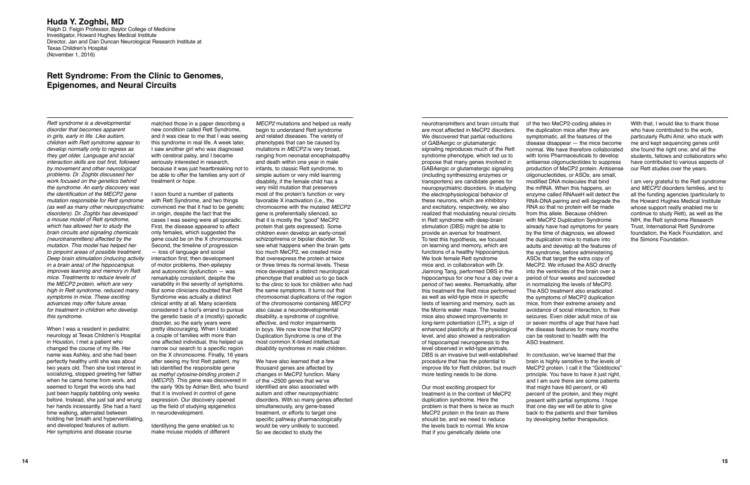## Huda Y. Zoghbi, MD

Ralph D. Feigin Professor, Baylor College of Medicine
Investigator, Howard Hughes Medical Institute
Director, Jan and Dan Duncan Neurological Research Institute at Texas Children's Hospital
(November 1, 2016)

# Rett Syndrome: From the Clinic to Genomes, Epigenomes, and Neural Circuits

*Rett syndrome is a developmental disorder that becomes apparent in girls, early in life. Like autism, children with Rett syndrome appear to develop normally only to regress as they get older. Language and social interaction skills are lost first, followed by movement and other neurological problems. Dr. Zoghbi discussed her work focused on the genetics behind the syndrome. An early discovery was the identification of the MECP2 gene mutation responsible for Rett syndrome (as well as many other neuropsychiatric disorders). Dr. Zoghbi has developed a mouse model of Rett syndrome, which has allowed her to study the brain circuits and signaling chemicals (neurotransmitters) affected by the mutation. This model has helped her to pinpoint areas of possible treatment. Deep brain stimulation (inducing activity in a brain area) of the hippocampus improves learning and memory in Rett mice. Treatments to reduce levels of the MECP2 protein, which are very high in Rett syndrome, reduced many symptoms in mice. These exciting advances may offer future areas for treatment in children who develop this syndrome.*

When I was a resident in pediatric neurology at Texas Children's Hospital in Houston, I met a patient who changed the course of my life. Her name was Ashley, and she had been perfectly healthy until she was about two years old. Then she lost interest in socializing, stopped greeting her father when he came home from work, and seemed to forget the words she had just been happily babbling only weeks before. Instead, she just sat and wrung her hands incessantly. She had a hard time walking, alternated between holding her breath and hyperventilating, and developed features of autism. Her symptoms and disease course matched those in a paper describing a new condition called Rett Syndrome, and it was clear to me that I was seeing this syndrome in real life. A week later, I saw another girl who was diagnosed with cerebral palsy, and I became seriously interested in research, because it was just heartbreaking not to be able to offer the families any sort of treatment or hope.

I soon found a number of patients with Rett Syndrome, and two things convinced me that it had to be genetic in origin, despite the fact that the cases I was seeing were all sporadic. First, the disease appeared to affect only females, which suggested the gene could be on the X chromosome. Second, the timeline of progression — loss of language and social interaction first, then development of motor problems, then epilepsy and autonomic dysfunction — was remarkably consistent, despite the variability in the severity of symptoms. But some clinicians doubted that Rett Syndrome was actually a distinct clinical entity at all. Many scientists considered it a fool's errand to pursue the genetic basis of a (mostly) sporadic disorder, so the early years were pretty discouraging. When I located a couple of families with more than one affected individual, this helped us narrow our search to a specific region on the X chromosome. Finally, 16 years after seeing my first Rett patient, my lab identified the responsible gene as *methyl cytosine-binding protein 2* (*MECP2*). This gene was discovered in the early '90s by Adrian Bird, who found that it is involved in control of gene expression. Our discovery opened up the field of studying epigenetics in neurodevelopment.

Identifying the gene enabled us to make mouse models of different *MECP2* mutations and helped us really begin to understand Rett syndrome and related diseases. The variety of phenotypes that can be caused by mutations in *MECP2* is very broad, ranging from neonatal encephalopathy and death within one year in male infants, to classic Rett syndrome, to simple autism or very mild learning disability, if the female child has a very mild mutation that preserves most of the protein's function or very favorable X inactivation (i.e., the chromosome with the mutated *MECP2* gene is preferentially silenced, so that it is mostly the "good" MeCP2 protein that gets expressed). Some children even develop an early-onset schizophrenia or bipolar disorder. To see what happens when the brain gets too much MeCP2, we created mice that overexpress the protein at twice or three times its normal levels. These mice developed a distinct neurological phenotype that enabled us to go back to the clinic to look for children who had the same symptoms. It turns out that chromosomal duplications of the region of the chromosome containing *MECP2* also cause a neurodevelopmental disability, a syndrome of cognitive, affective, and motor impairments in boys. We now know that MeCP2 Duplication Syndrome is one of the most common X-linked intellectual disability syndromes in male children.

We have also learned that a few thousand genes are affected by changes in MeCP2 function. Many of the ~2500 genes that we've identified are also associated with autism and other neuropsychiatric disorders. With so many genes affected simultaneously, any gene-based treatment, or efforts to target one specific pathway pharmacologically would be very unlikely to succeed. So we decided to study the neurotransmitters and brain circuits that are most affected in MeCP2 disorders. We discovered that partial reductions of GABAergic or glutamatergic signaling reproduces much of the Rett syndrome phenotype, which led us to propose that many genes involved in GABAergic or glutamatergic signaling (including synthesizing enzymes or transporters) are candidate genes for neuropsychiatric disorders. In studying the electrophysiological behavior of these neurons, which are inhibitory and excitatory, respectively, we also realized that modulating neural circuits in Rett syndrome with deep-brain stimulation (DBS) might be able to provide an avenue for treatment. To test this hypothesis, we focused on learning and memory, which are functions of a healthy hippocampus. We took female Rett syndrome mice and, in collaboration with Dr. Jianrong Tang, performed DBS in the hippocampus for one hour a day over a period of two weeks. Remarkably, after this treatment the Rett mice performed as well as wild-type mice in specific tests of learning and memory, such as the Morris water maze. The treated mice also showed improvements in long-term potentiation (LTP), a sign of enhanced plasticity at the physiological level, and also showed a restoration of hippocampal neurogenesis to the level observed in wild-type animals. DBS is an invasive but well-established procedure that has the potential to improve life for Rett children, but much more testing needs to be done.

Our most exciting prospect for treatment is in the context of MeCP2 duplication syndrome. Here the problem is that there is twice as much MeCP2 protein in the brain as there should be, and we need to reduce the levels back to normal. We know that if you genetically delete one of the two MeCP2-coding alleles in the duplication mice after they are symptomatic, all the features of the disease disappear — the mice become normal. We have therefore collaborated with Ionis Pharmaceuticals to develop antisense oligonucleotides to suppress production of MeCP2 protein. Antisense oligonucleotides, or ASOs, are small, modified DNA molecules that bind the mRNA. When this happens, an enzyme called RNAseH will detect the RNA-DNA pairing and will degrade the RNA so that no protein will be made from this allele. Because children with MeCP2 Duplication Syndrome already have had symptoms for years by the time of diagnosis, we allowed the duplication mice to mature into adults and develop all the features of the syndrome, before administering ASOs that target the extra copy of MeCP2. We infused the ASO directly into the ventricles of the brain over a period of four weeks and succeeded in normalizing the levels of MeCP2. The ASO treatment also eradicated the symptoms of MeCP2 duplication mice, from their extreme anxiety and avoidance of social interaction, to their seizures. Even older adult mice of six or seven months of age that have had the disease features for many months can be restored to health with the ASO treatment.

In conclusion, we've learned that the brain is highly sensitive to the levels of MeCP2 protein. I call it the "Goldilocks" principle. You have to have it just right, and I am sure there are some patients that might have 60 percent, or 40 percent of the protein, and they might present with partial symptoms. I hope that one day we will be able to give back to the patients and their families by developing better therapeutics.

With that, I would like to thank those who have contributed to the work, particularly Ruthi Amir, who stuck with me and kept sequencing genes until she found the right one; and all the students, fellows and collaborators who have contributed to various aspects of our Rett studies over the years.

I am very grateful to the Rett syndrome and *MECP2* disorders families, and to all the funding agencies (particularly to the Howard Hughes Medical Institute whose support really enabled me to continue to study Rett), as well as the NIH, the Rett syndrome Research Trust, International Rett Syndrome foundation, the Keck Foundation, and the Simons Foundation.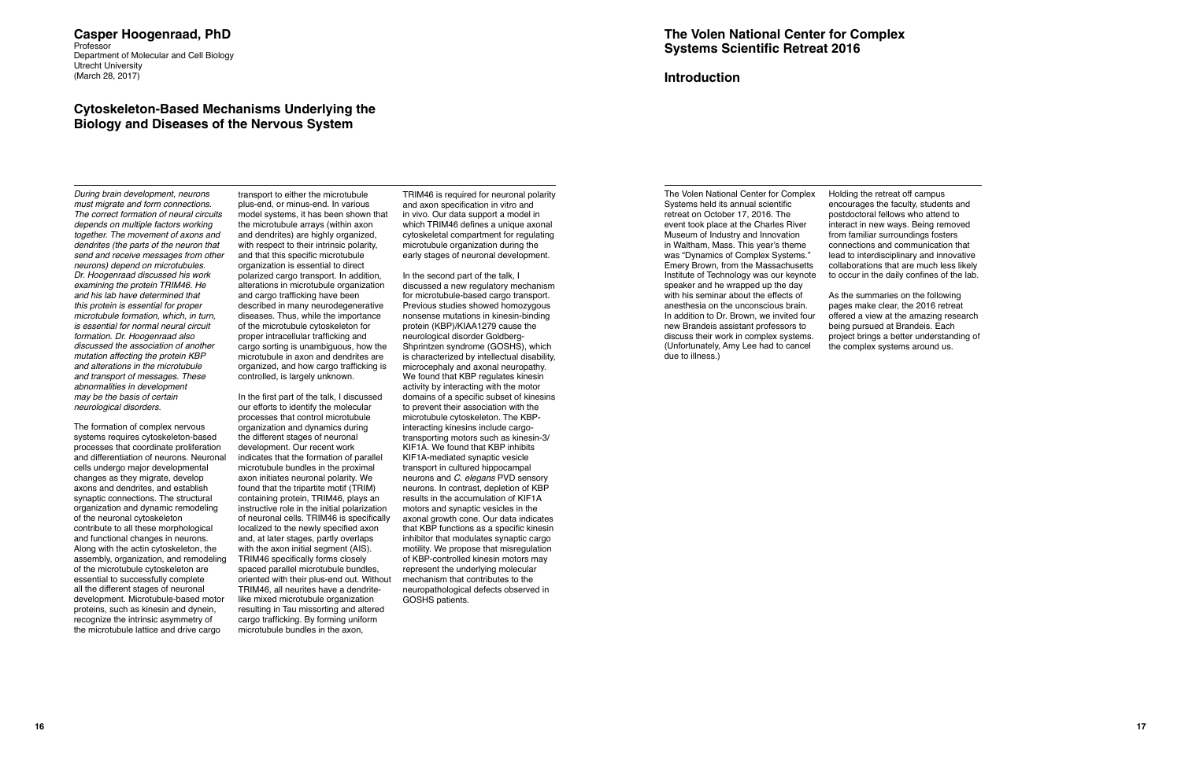## Casper Hoogenraad, PhD

Professor
Department of Molecular and Cell Biology
Utrecht University
(March 28, 2017)

# Cytoskeleton-Based Mechanisms Underlying the Biology and Diseases of the Nervous System

*During brain development, neurons must migrate and form connections. The correct formation of neural circuits depends on multiple factors working together. The movement of axons and dendrites (the parts of the neuron that send and receive messages from other neurons) depend on microtubules. Dr. Hoogenraad discussed his work examining the protein TRIM46. He and his lab have determined that this protein is essential for proper microtubule formation, which, in turn, is essential for normal neural circuit formation. Dr. Hoogenraad also discussed the association of another mutation affecting the protein KBP and alterations in the microtubule and transport of messages. These abnormalities in development may be the basis of certain neurological disorders.*

The formation of complex nervous systems requires cytoskeleton-based processes that coordinate proliferation and differentiation of neurons. Neuronal cells undergo major developmental changes as they migrate, develop axons and dendrites, and establish synaptic connections. The structural organization and dynamic remodeling of the neuronal cytoskeleton contribute to all these morphological and functional changes in neurons. Along with the actin cytoskeleton, the assembly, organization, and remodeling of the microtubule cytoskeleton are essential to successfully complete all the different stages of neuronal development. Microtubule-based motor proteins, such as kinesin and dynein, recognize the intrinsic asymmetry of the microtubule lattice and drive cargo transport to either the microtubule plus-end, or minus-end. In various model systems, it has been shown that the microtubule arrays (within axon and dendrites) are highly organized, with respect to their intrinsic polarity, and that this specific microtubule organization is essential to direct polarized cargo transport. In addition, alterations in microtubule organization and cargo trafficking have been described in many neurodegenerative diseases. Thus, while the importance of the microtubule cytoskeleton for proper intracellular trafficking and cargo sorting is unambiguous, how the microtubule in axon and dendrites are organized, and how cargo trafficking is controlled, is largely unknown.

In the first part of the talk, I discussed our efforts to identify the molecular processes that control microtubule organization and dynamics during the different stages of neuronal development. Our recent work indicates that the formation of parallel microtubule bundles in the proximal axon initiates neuronal polarity. We found that the tripartite motif (TRIM) containing protein, TRIM46, plays an instructive role in the initial polarization of neuronal cells. TRIM46 is specifically localized to the newly specified axon and, at later stages, partly overlaps with the axon initial segment (AIS). TRIM46 specifically forms closely spaced parallel microtubule bundles, oriented with their plus-end out. Without TRIM46, all neurites have a dendrite-like mixed microtubule organization resulting in Tau missorting and altered cargo trafficking. By forming uniform microtubule bundles in the axon, TRIM46 is required for neuronal polarity and axon specification in vitro and in vivo. Our data support a model in which TRIM46 defines a unique axonal cytoskeletal compartment for regulating microtubule organization during the early stages of neuronal development.

In the second part of the talk, I discussed a new regulatory mechanism for microtubule-based cargo transport. Previous studies showed homozygous nonsense mutations in kinesin-binding protein (KBP)/KIAA1279 cause the neurological disorder Goldberg-Shprintzen syndrome (GOSHS), which is characterized by intellectual disability, microcephaly and axonal neuropathy. We found that KBP regulates kinesin activity by interacting with the motor domains of a specific subset of kinesins to prevent their association with the microtubule cytoskeleton. The KBP-interacting kinesins include cargo-transporting motors such as kinesin-3/KIF1A. We found that KBP inhibits KIF1A-mediated synaptic vesicle transport in cultured hippocampal neurons and *C. elegans* PVD sensory neurons. In contrast, depletion of KBP results in the accumulation of KIF1A motors and synaptic vesicles in the axonal growth cone. Our data indicates that KBP functions as a specific kinesin inhibitor that modulates synaptic cargo motility. We propose that misregulation of KBP-controlled kinesin motors may represent the underlying molecular mechanism that contributes to the neuropathological defects observed in GOSHS patients.

# The Volen National Center for Complex Systems Scientific Retreat 2016

## Introduction

The Volen National Center for Complex Systems held its annual scientific retreat on October 17, 2016. The event took place at the Charles River Museum of Industry and Innovation in Waltham, Mass. This year's theme was "Dynamics of Complex Systems." Emery Brown, from the Massachusetts Institute of Technology was our keynote speaker and he wrapped up the day with his seminar about the effects of anesthesia on the unconscious brain. In addition to Dr. Brown, we invited four new Brandeis assistant professors to discuss their work in complex systems. (Unfortunately, Amy Lee had to cancel due to illness.)

Holding the retreat off campus encourages the faculty, students and postdoctoral fellows who attend to interact in new ways. Being removed from familiar surroundings fosters connections and communication that lead to interdisciplinary and innovative collaborations that are much less likely to occur in the daily confines of the lab.

As the summaries on the following pages make clear, the 2016 retreat offered a view at the amazing research being pursued at Brandeis. Each project brings a better understanding of the complex systems around us.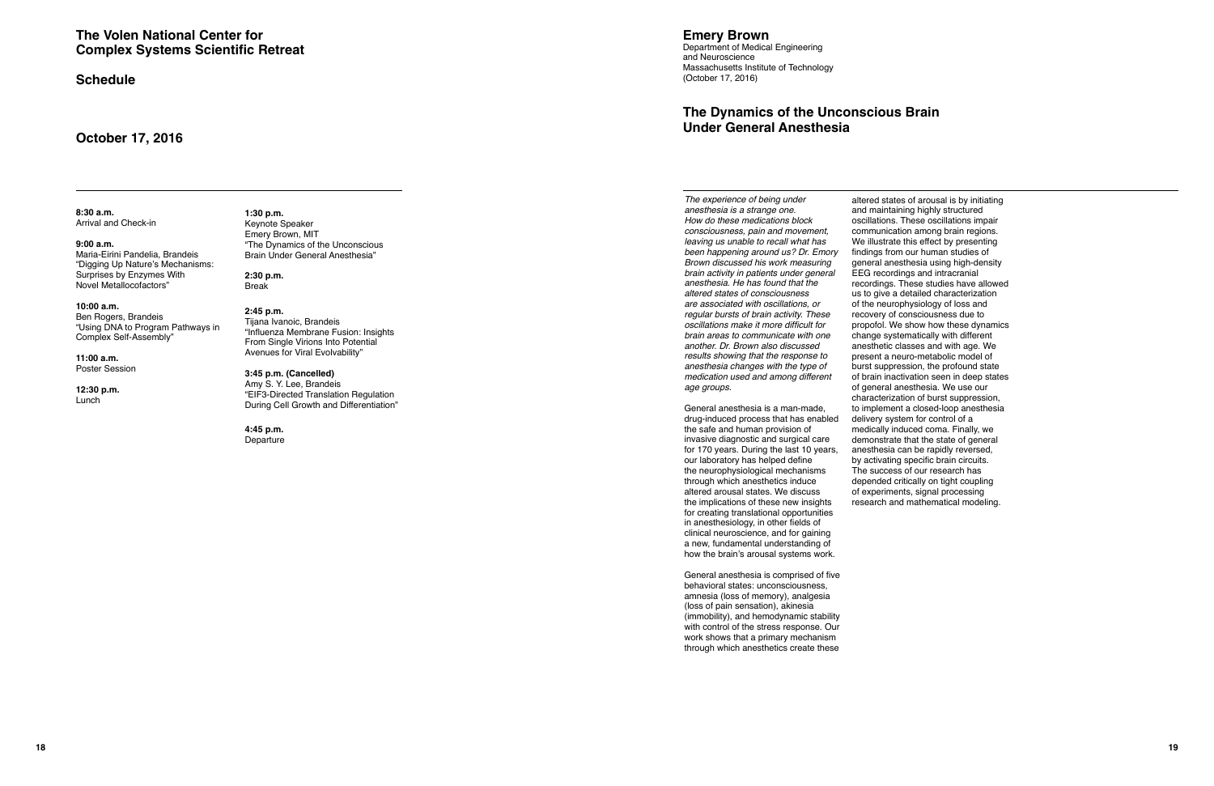# The Volen National Center for Complex Systems Scientific Retreat

## Schedule

## October 17, 2016

**8:30 a.m.**
Arrival and Check-in

**9:00 a.m.**
Maria-Eirini Pandelia, Brandeis
"Digging Up Nature's Mechanisms: Surprises by Enzymes With Novel Metallocofactors"

**10:00 a.m.**
Ben Rogers, Brandeis
"Using DNA to Program Pathways in Complex Self-Assembly"

**11:00 a.m.**
Poster Session

**12:30 p.m.**
Lunch

**1:30 p.m.**
Keynote Speaker
Emery Brown, MIT
"The Dynamics of the Unconscious Brain Under General Anesthesia"

**2:30 p.m.**
Break

**2:45 p.m.**
Tijana Ivanoic, Brandeis
"Influenza Membrane Fusion: Insights From Single Virions Into Potential Avenues for Viral Evolvability"

**3:45 p.m. (Cancelled)**
Amy S. Y. Lee, Brandeis
"EIF3-Directed Translation Regulation During Cell Growth and Differentiation"

**4:45 p.m.**
Departure

# Emery Brown

Department of Medical Engineering and Neuroscience
Massachusetts Institute of Technology
(October 17, 2016)

## The Dynamics of the Unconscious Brain Under General Anesthesia

*The experience of being under anesthesia is a strange one. How do these medications block consciousness, pain and movement, leaving us unable to recall what has been happening around us? Dr. Emory Brown discussed his work measuring brain activity in patients under general anesthesia. He has found that the altered states of consciousness are associated with oscillations, or regular bursts of brain activity. These oscillations make it more difficult for brain areas to communicate with one another. Dr. Brown also discussed results showing that the response to anesthesia changes with the type of medication used and among different age groups.*

General anesthesia is a man-made, drug-induced process that has enabled the safe and human provision of invasive diagnostic and surgical care for 170 years. During the last 10 years, our laboratory has helped define the neurophysiological mechanisms through which anesthetics induce altered arousal states. We discuss the implications of these new insights for creating translational opportunities in anesthesiology, in other fields of clinical neuroscience, and for gaining a new, fundamental understanding of how the brain's arousal systems work.

General anesthesia is comprised of five behavioral states: unconsciousness, amnesia (loss of memory), analgesia (loss of pain sensation), akinesia (immobility), and hemodynamic stability with control of the stress response. Our work shows that a primary mechanism through which anesthetics create these altered states of arousal is by initiating and maintaining highly structured oscillations. These oscillations impair communication among brain regions. We illustrate this effect by presenting findings from our human studies of general anesthesia using high-density EEG recordings and intracranial recordings. These studies have allowed us to give a detailed characterization of the neurophysiology of loss and recovery of consciousness due to propofol. We show how these dynamics change systematically with different anesthetic classes and with age. We present a neuro-metabolic model of burst suppression, the profound state of brain inactivation seen in deep states of general anesthesia. We use our characterization of burst suppression, to implement a closed-loop anesthesia delivery system for control of a medically induced coma. Finally, we demonstrate that the state of general anesthesia can be rapidly reversed, by activating specific brain circuits. The success of our research has depended critically on tight coupling of experiments, signal processing research and mathematical modeling.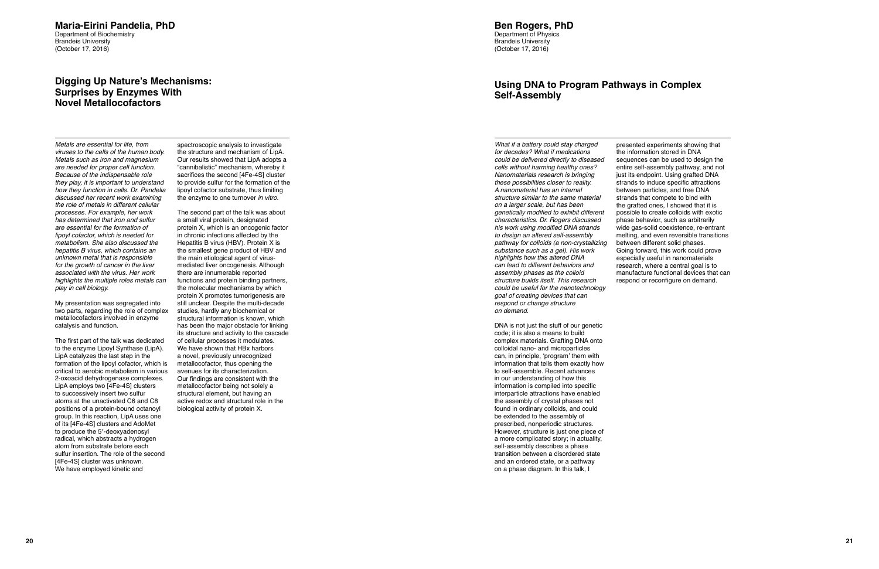## Maria-Eirini Pandelia, PhD

Department of Biochemistry
Brandeis University
(October 17, 2016)

# Digging Up Nature's Mechanisms: Surprises by Enzymes With Novel Metallocofactors

*Metals are essential for life, from viruses to the cells of the human body. Metals such as iron and magnesium are needed for proper cell function. Because of the indispensable role they play, it is important to understand how they function in cells. Dr. Pandelia discussed her recent work examining the role of metals in different cellular processes. For example, her work has determined that iron and sulfur are essential for the formation of lipoyl cofactor, which is needed for metabolism. She also discussed the hepatitis B virus, which contains an unknown metal that is responsible for the growth of cancer in the liver associated with the virus. Her work highlights the multiple roles metals can play in cell biology.*

My presentation was segregated into two parts, regarding the role of complex metallocofactors involved in enzyme catalysis and function.

The first part of the talk was dedicated to the enzyme Lipoyl Synthase (LipA). LipA catalyzes the last step in the formation of the lipoyl cofactor, which is critical to aerobic metabolism in various 2-oxoacid dehydrogenase complexes. LipA employs two [4Fe-4S] clusters to successively insert two sulfur atoms at the unactivated C6 and C8 positions of a protein-bound octanoyl group. In this reaction, LipA uses one of its [4Fe-4S] clusters and AdoMet to produce the 5′-deoxyadenosyl radical, which abstracts a hydrogen atom from substrate before each sulfur insertion. The role of the second [4Fe-4S] cluster was unknown. We have employed kinetic and spectroscopic analysis to investigate the structure and mechanism of LipA. Our results showed that LipA adopts a "cannibalistic" mechanism, whereby it sacrifices the second [4Fe-4S] cluster to provide sulfur for the formation of the lipoyl cofactor substrate, thus limiting the enzyme to one turnover *in vitro*.

The second part of the talk was about a small viral protein, designated protein X, which is an oncogenic factor in chronic infections affected by the Hepatitis B virus (HBV). Protein X is the smallest gene product of HBV and the main etiological agent of virus-mediated liver oncogenesis. Although there are innumerable reported functions and protein binding partners, the molecular mechanisms by which protein X promotes tumorigenesis are still unclear. Despite the multi-decade studies, hardly any biochemical or structural information is known, which has been the major obstacle for linking its structure and activity to the cascade of cellular processes it modulates. We have shown that HBx harbors a novel, previously unrecognized metallocofactor, thus opening the avenues for its characterization. Our findings are consistent with the metallocofactor being not solely a structural element, but having an active redox and structural role in the biological activity of protein X.

## Ben Rogers, PhD

Department of Physics
Brandeis University
(October 17, 2016)

# Using DNA to Program Pathways in Complex Self-Assembly

*What if a battery could stay charged for decades? What if medications could be delivered directly to diseased cells without harming healthy ones? Nanomaterials research is bringing these possibilities closer to reality. A nanomaterial has an internal structure similar to the same material on a larger scale, but has been genetically modified to exhibit different characteristics. Dr. Rogers discussed his work using modified DNA strands to design an altered self-assembly pathway for colloids (a non-crystallizing substance such as a gel). His work highlights how this altered DNA can lead to different behaviors and assembly phases as the colloid structure builds itself. This research could be useful for the nanotechnology goal of creating devices that can respond or change structure on demand.*

DNA is not just the stuff of our genetic code; it is also a means to build complex materials. Grafting DNA onto colloidal nano- and microparticles can, in principle, 'program' them with information that tells them exactly how to self-assemble. Recent advances in our understanding of how this information is compiled into specific interparticle attractions have enabled the assembly of crystal phases not found in ordinary colloids, and could be extended to the assembly of prescribed, nonperiodic structures. However, structure is just one piece of a more complicated story; in actuality, self-assembly describes a phase transition between a disordered state and an ordered state, or a pathway on a phase diagram. In this talk, I presented experiments showing that the information stored in DNA sequences can be used to design the entire self-assembly pathway, and not just its endpoint. Using grafted DNA strands to induce specific attractions between particles, and free DNA strands that compete to bind with the grafted ones, I showed that it is possible to create colloids with exotic phase behavior, such as arbitrarily wide gas-solid coexistence, re-entrant melting, and even reversible transitions between different solid phases. Going forward, this work could prove especially useful in nanomaterials research, where a central goal is to manufacture functional devices that can respond or reconfigure on demand.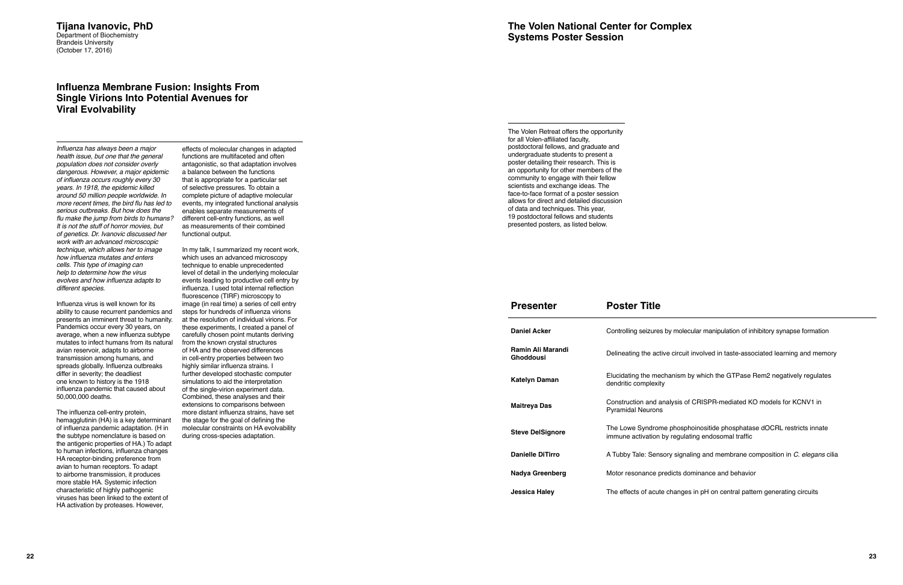## Tijana Ivanovic, PhD

Department of Biochemistry
Brandeis University
(October 17, 2016)

# Influenza Membrane Fusion: Insights From Single Virions Into Potential Avenues for Viral Evolvability

*Influenza has always been a major health issue, but one that the general population does not consider overly dangerous. However, a major epidemic of influenza occurs roughly every 30 years. In 1918, the epidemic killed around 50 million people worldwide. In more recent times, the bird flu has led to serious outbreaks. But how does the flu make the jump from birds to humans? It is not the stuff of horror movies, but of genetics. Dr. Ivanovic discussed her work with an advanced microscopic technique, which allows her to image how influenza mutates and enters cells. This type of imaging can help to determine how the virus evolves and how influenza adapts to different species.*

Influenza virus is well known for its ability to cause recurrent pandemics and presents an imminent threat to humanity. Pandemics occur every 30 years, on average, when a new influenza subtype mutates to infect humans from its natural avian reservoir, adapts to airborne transmission among humans, and spreads globally. Influenza outbreaks differ in severity; the deadliest one known to history is the 1918 influenza pandemic that caused about 50,000,000 deaths.

The influenza cell-entry protein, hemagglutinin (HA) is a key determinant of influenza pandemic adaptation. (H in the subtype nomenclature is based on the antigenic properties of HA.) To adapt to human infections, influenza changes HA receptor-binding preference from avian to human receptors. To adapt to airborne transmission, it produces more stable HA. Systemic infection characteristic of highly pathogenic viruses has been linked to the extent of HA activation by proteases. However, effects of molecular changes in adapted functions are multifaceted and often antagonistic, so that adaptation involves a balance between the functions that is appropriate for a particular set of selective pressures. To obtain a complete picture of adaptive molecular events, my integrated functional analysis enables separate measurements of different cell-entry functions, as well as measurements of their combined functional output.

In my talk, I summarized my recent work, which uses an advanced microscopy technique to enable unprecedented level of detail in the underlying molecular events leading to productive cell entry by influenza. I used total internal reflection fluorescence (TIRF) microscopy to image (in real time) a series of cell entry steps for hundreds of influenza virions at the resolution of individual virions. For these experiments, I created a panel of carefully chosen point mutants deriving from the known crystal structures of HA and the observed differences in cell-entry properties between two highly similar influenza strains. I further developed stochastic computer simulations to aid the interpretation of the single-virion experiment data. Combined, these analyses and their extensions to comparisons between more distant influenza strains, have set the stage for the goal of defining the molecular constraints on HA evolvability during cross-species adaptation.

# The Volen National Center for Complex Systems Poster Session

The Volen Retreat offers the opportunity for all Volen-affiliated faculty, postdoctoral fellows, and graduate and undergraduate students to present a poster detailing their research. This is an opportunity for other members of the community to engage with their fellow scientists and exchange ideas. The face-to-face format of a poster session allows for direct and detailed discussion of data and techniques. This year, 19 postdoctoral fellows and students presented posters, as listed below.

| Presenter | Poster Title |
|---|---|
| **Daniel Acker** | Controlling seizures by molecular manipulation of inhibitory synapse formation |
| **Ramin Ali Marandi Ghoddousi** | Delineating the active circuit involved in taste-associated learning and memory |
| **Katelyn Daman** | Elucidating the mechanism by which the GTPase Rem2 negatively regulates dendritic complexity |
| **Maitreya Das** | Construction and analysis of CRISPR-mediated KO models for KCNV1 in Pyramidal Neurons |
| **Steve DelSignore** | The Lowe Syndrome phosphoinositide phosphatase dOCRL restricts innate immune activation by regulating endosomal traffic |
| **Danielle DiTirro** | A Tubby Tale: Sensory signaling and membrane composition in *C. elegans* cilia |
| **Nadya Greenberg** | Motor resonance predicts dominance and behavior |
| **Jessica Haley** | The effects of acute changes in pH on central pattern generating circuits |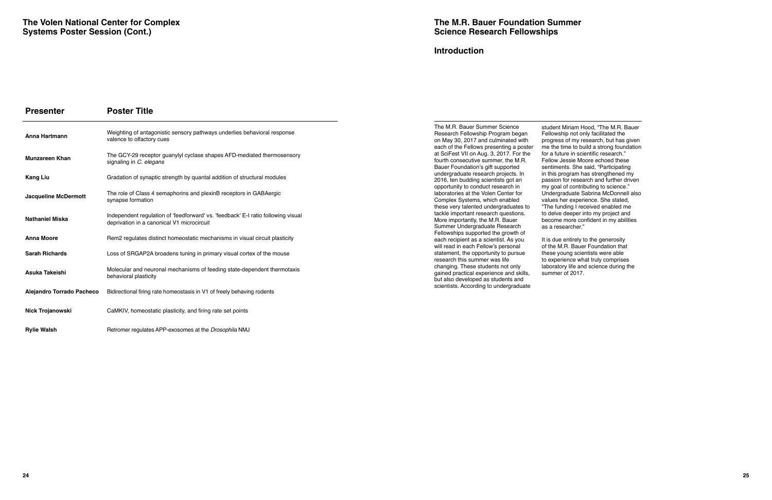## The Volen National Center for Complex Systems Poster Session (Cont.)

| Presenter | Poster Title |
|---|---|
| **Anna Hartmann** | Weighting of antagonistic sensory pathways underlies behavioral response valence to olfactory cues |
| **Munzareen Khan** | The GCY-29 receptor guanylyl cyclase shapes AFD-mediated thermosensory signaling in *C. elegans* |
| **Kang Liu** | Gradation of synaptic strength by quantal addition of structural modules |
| **Jacqueline McDermott** | The role of Class 4 semaphorins and plexinB receptors in GABAergic synapse formation |
| **Nathaniel Miska** | Independent regulation of 'feedforward' vs. 'feedback' E-I ratio following visual deprivation in a canonical V1 microcircuit |
| **Anna Moore** | Rem2 regulates distinct homeostatic mechanisms in visual circuit plasticity |
| **Sarah Richards** | Loss of SRGAP2A broadens tuning in primary visual cortex of the mouse |
| **Asuka Takeishi** | Molecular and neuronal mechanisms of feeding state-dependent thermotaxis behavioral plasticity |
| **Alejandro Torrado Pacheco** | Bidirectional firing rate homeostasis in V1 of freely behaving rodents |
| **Nick Trojanowski** | CaMKIV, homeostatic plasticity, and firing rate set points |
| **Rylie Walsh** | Retromer regulates APP-exosomes at the *Drosophila* NMJ |

## The M.R. Bauer Foundation Summer Science Research Fellowships

### Introduction

The M.R. Bauer Summer Science Research Fellowship Program began on May 30, 2017 and culminated with each of the Fellows presenting a poster at SciFest VII on Aug. 3, 2017. For the fourth consecutive summer, the M.R. Bauer Foundation's gift supported undergraduate research projects. In 2016, ten budding scientists got an opportunity to conduct research in laboratories at the Volen Center for Complex Systems, which enabled these very talented undergraduates to tackle important research questions. More importantly, the M.R. Bauer Summer Undergraduate Research Fellowships supported the growth of each recipient as a scientist. As you will read in each Fellow's personal statement, the opportunity to pursue research this summer was life changing. These students not only gained practical experience and skills, but also developed as students and scientists. According to undergraduate student Miriam Hood, "The M.R. Bauer Fellowship not only facilitated the progress of my research, but has given me the time to build a strong foundation for a future in scientific research." Fellow Jessie Moore echoed these sentiments. She said, "Participating in this program has strengthened my passion for research and further driven my goal of contributing to science." Undergraduate Sabrina McDonnell also values her experience. She stated, "The funding I received enabled me to delve deeper into my project and become more confident in my abilities as a researcher."

It is due entirely to the generosity of the M.R. Bauer Foundation that these young scientists were able to experience what truly comprises laboratory life and science during the summer of 2017.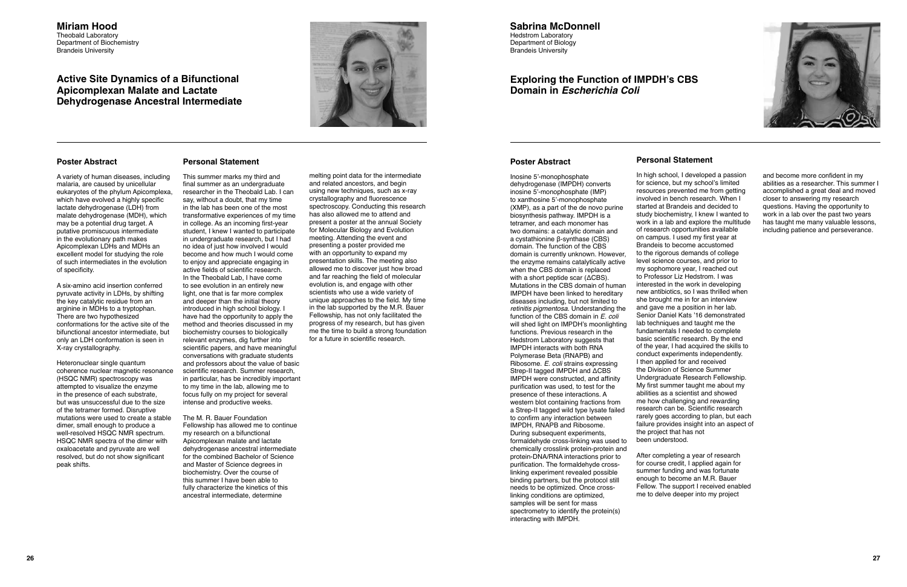## Miriam Hood

Theobald Laboratory
Department of Biochemistry
Brandeis University

### Active Site Dynamics of a Bifunctional Apicomplexan Malate and Lactate Dehydrogenase Ancestral Intermediate

#### Poster Abstract

A variety of human diseases, including malaria, are caused by unicellular eukaryotes of the phylum Apicomplexa, which have evolved a highly specific lactate dehydrogenase (LDH) from malate dehydrogenase (MDH), which may be a potential drug target. A putative promiscuous intermediate in the evolutionary path makes Apicomplexan LDHs and MDHs an excellent model for studying the role of such intermediates in the evolution of specificity.

A six-amino acid insertion conferred pyruvate activity in LDHs, by shifting the key catalytic residue from an arginine in MDHs to a tryptophan. There are two hypothesized conformations for the active site of the bifunctional ancestor intermediate, but only an LDH conformation is seen in X-ray crystallography.

Heteronuclear single quantum coherence nuclear magnetic resonance (HSQC NMR) spectroscopy was attempted to visualize the enzyme in the presence of each substrate, but was unsuccessful due to the size of the tetramer formed. Disruptive mutations were used to create a stable dimer, small enough to produce a well-resolved HSQC NMR spectrum. HSQC NMR spectra of the dimer with oxaloacetate and pyruvate are well resolved, but do not show significant peak shifts.

#### Personal Statement

This summer marks my third and final summer as an undergraduate researcher in the Theobald Lab. I can say, without a doubt, that my time in the lab has been one of the most transformative experiences of my time in college. As an incoming first-year student, I knew I wanted to participate in undergraduate research, but I had no idea of just how involved I would become and how much I would come to enjoy and appreciate engaging in active fields of scientific research. In the Theobald Lab, I have come to see evolution in an entirely new light, one that is far more complex and deeper than the initial theory introduced in high school biology. I have had the opportunity to apply the method and theories discussed in my biochemistry courses to biologically relevant enzymes, dig further into scientific papers, and have meaningful conversations with graduate students and professors about the value of basic scientific research. Summer research, in particular, has be incredibly important to my time in the lab, allowing me to focus fully on my project for several intense and productive weeks.

The M. R. Bauer Foundation Fellowship has allowed me to continue my research on a bifunctional Apicomplexan malate and lactate dehydrogenase ancestral intermediate for the combined Bachelor of Science and Master of Science degrees in biochemistry. Over the course of this summer I have been able to fully characterize the kinetics of this ancestral intermediate, determine melting point data for the intermediate and related ancestors, and begin using new techniques, such as x-ray crystallography and fluorescence spectroscopy. Conducting this research has also allowed me to attend and present a poster at the annual Society for Molecular Biology and Evolution meeting. Attending the event and presenting a poster provided me with an opportunity to expand my presentation skills. The meeting also allowed me to discover just how broad and far reaching the field of molecular evolution is, and engage with other scientists who use a wide variety of unique approaches to the field. My time in the lab supported by the M.R. Bauer Fellowship, has not only facilitated the progress of my research, but has given me the time to build a strong foundation for a future in scientific research.

## Sabrina McDonnell

Hedstrom Laboratory
Department of Biology
Brandeis University

### Exploring the Function of IMPDH's CBS Domain in *Escherichia Coli*

#### Poster Abstract

Inosine 5'-monophosphate dehydrogenase (IMPDH) converts inosine 5'-monophosphate (IMP) to xanthosine 5'-monophosphate (XMP), as a part of the de novo purine biosynthesis pathway. IMPDH is a tetramer, and each monomer has two domains: a catalytic domain and a cystathionine β-synthase (CBS) domain. The function of the CBS domain is currently unknown. However, the enzyme remains catalytically active when the CBS domain is replaced with a short peptide scar (ΔCBS). Mutations in the CBS domain of human IMPDH have been linked to hereditary diseases including, but not limited to *retinitis pigmentosa*. Understanding the function of the CBS domain in *E. coli* will shed light on IMPDH's moonlighting functions. Previous research in the Hedstrom Laboratory suggests that IMPDH interacts with both RNA Polymerase Beta (RNAPB) and Ribosome. *E. coli* strains expressing Strep-II tagged IMPDH and ΔCBS IMPDH were constructed, and affinity purification was used, to test for the presence of these interactions. A western blot containing fractions from a Strep-II tagged wild type lysate failed to confirm any interaction between IMPDH, RNAPB and Ribosome. During subsequent experiments, formaldehyde cross-linking was used to chemically crosslink protein-protein and protein-DNA/RNA interactions prior to purification. The formaldehyde cross-linking experiment revealed possible binding partners, but the protocol still needs to be optimized. Once cross-linking conditions are optimized, samples will be sent for mass spectrometry to identify the protein(s) interacting with IMPDH.

#### Personal Statement

In high school, I developed a passion for science, but my school's limited resources prevented me from getting involved in bench research. When I started at Brandeis and decided to study biochemistry, I knew I wanted to work in a lab and explore the multitude of research opportunities available on campus. I used my first year at Brandeis to become accustomed to the rigorous demands of college level science courses, and prior to my sophomore year, I reached out to Professor Liz Hedstrom. I was interested in the work in developing new antibiotics, so I was thrilled when she brought me in for an interview and gave me a position in her lab. Senior Daniel Kats '16 demonstrated lab techniques and taught me the fundamentals I needed to complete basic scientific research. By the end of the year, I had acquired the skills to conduct experiments independently. I then applied for and received the Division of Science Summer Undergraduate Research Fellowship. My first summer taught me about my abilities as a scientist and showed me how challenging and rewarding research can be. Scientific research rarely goes according to plan, but each failure provides insight into an aspect of the project that has not been understood.

After completing a year of research for course credit, I applied again for summer funding and was fortunate enough to become an M.R. Bauer Fellow. The support I received enabled me to delve deeper into my project and become more confident in my abilities as a researcher. This summer I accomplished a great deal and moved closer to answering my research questions. Having the opportunity to work in a lab over the past two years has taught me many valuable lessons, including patience and perseverance.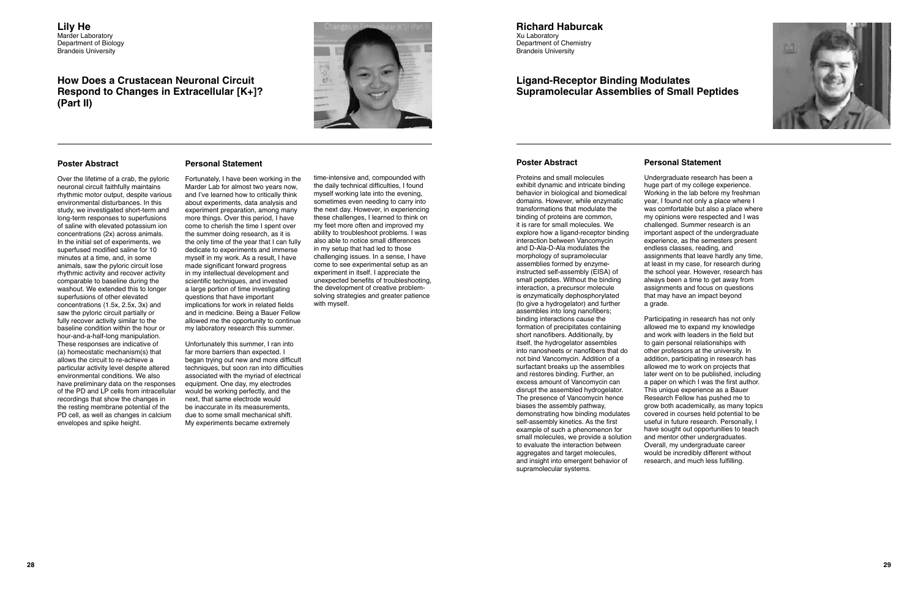## Lily He

Marder Laboratory
Department of Biology
Brandeis University

# How Does a Crustacean Neuronal Circuit Respond to Changes in Extracellular [K+]? (Part II)

### Poster Abstract

Over the lifetime of a crab, the pyloric neuronal circuit faithfully maintains rhythmic motor output, despite various environmental disturbances. In this study, we investigated short-term and long-term responses to superfusions of saline with elevated potassium ion concentrations (2x) across animals. In the initial set of experiments, we superfused modified saline for 10 minutes at a time, and, in some animals, saw the pyloric circuit lose rhythmic activity and recover activity comparable to baseline during the washout. We extended this to longer superfusions of other elevated concentrations (1.5x, 2.5x, 3x) and saw the pyloric circuit partially or fully recover activity similar to the baseline condition within the hour or hour-and-a-half-long manipulation. These responses are indicative of (a) homeostatic mechanism(s) that allows the circuit to re-achieve a particular activity level despite altered environmental conditions. We also have preliminary data on the responses of the PD and LP cells from intracellular recordings that show the changes in the resting membrane potential of the PD cell, as well as changes in calcium envelopes and spike height.

### Personal Statement

Fortunately, I have been working in the Marder Lab for almost two years now, and I've learned how to critically think about experiments, data analysis and experiment preparation, among many more things. Over this period, I have come to cherish the time I spent over the summer doing research, as it is the only time of the year that I can fully dedicate to experiments and immerse myself in my work. As a result, I have made significant forward progress in my intellectual development and scientific techniques, and invested a large portion of time investigating questions that have important implications for work in related fields and in medicine. Being a Bauer Fellow allowed me the opportunity to continue my laboratory research this summer.

Unfortunately this summer, I ran into far more barriers than expected. I began trying out new and more difficult techniques, but soon ran into difficulties associated with the myriad of electrical equipment. One day, my electrodes would be working perfectly, and the next, that same electrode would be inaccurate in its measurements, due to some small mechanical shift. My experiments became extremely time-intensive and, compounded with the daily technical difficulties, I found myself working late into the evening, sometimes even needing to carry into the next day. However, in experiencing these challenges, I learned to think on my feet more often and improved my ability to troubleshoot problems. I was also able to notice small differences in my setup that had led to those challenging issues. In a sense, I have come to see experimental setup as an experiment in itself. I appreciate the unexpected benefits of troubleshooting, the development of creative problem-solving strategies and greater patience with myself.

## Richard Haburcak

Xu Laboratory
Department of Chemistry
Brandeis University

# Ligand-Receptor Binding Modulates Supramolecular Assemblies of Small Peptides

### Poster Abstract

Proteins and small molecules exhibit dynamic and intricate binding behavior in biological and biomedical domains. However, while enzymatic transformations that modulate the binding of proteins are common, it is rare for small molecules. We explore how a ligand-receptor binding interaction between Vancomycin and D-Ala-D-Ala modulates the morphology of supramolecular assemblies formed by enzyme-instructed self-assembly (EISA) of small peptides. Without the binding interaction, a precursor molecule is enzymatically dephosphorylated (to give a hydrogelator) and further assembles into long nanofibers; binding interactions cause the formation of precipitates containing short nanofibers. Additionally, by itself, the hydrogelator assembles into nanosheets or nanofibers that do not bind Vancomycin. Addition of a surfactant breaks up the assemblies and restores binding. Further, an excess amount of Vancomycin can disrupt the assembled hydrogelator. The presence of Vancomycin hence biases the assembly pathway, demonstrating how binding modulates self-assembly kinetics. As the first example of such a phenomenon for small molecules, we provide a solution to evaluate the interaction between aggregates and target molecules, and insight into emergent behavior of supramolecular systems.

### Personal Statement

Undergraduate research has been a huge part of my college experience. Working in the lab before my freshman year, I found not only a place where I was comfortable but also a place where my opinions were respected and I was challenged. Summer research is an important aspect of the undergraduate experience, as the semesters present endless classes, reading, and assignments that leave hardly any time, at least in my case, for research during the school year. However, research has always been a time to get away from assignments and focus on questions that may have an impact beyond a grade.

Participating in research has not only allowed me to expand my knowledge and work with leaders in the field but to gain personal relationships with other professors at the university. In addition, participating in research has allowed me to work on projects that later went on to be published, including a paper on which I was the first author. This unique experience as a Bauer Research Fellow has pushed me to grow both academically, as many topics covered in courses held potential to be useful in future research. Personally, I have sought out opportunities to teach and mentor other undergraduates. Overall, my undergraduate career would be incredibly different without research, and much less fulfilling.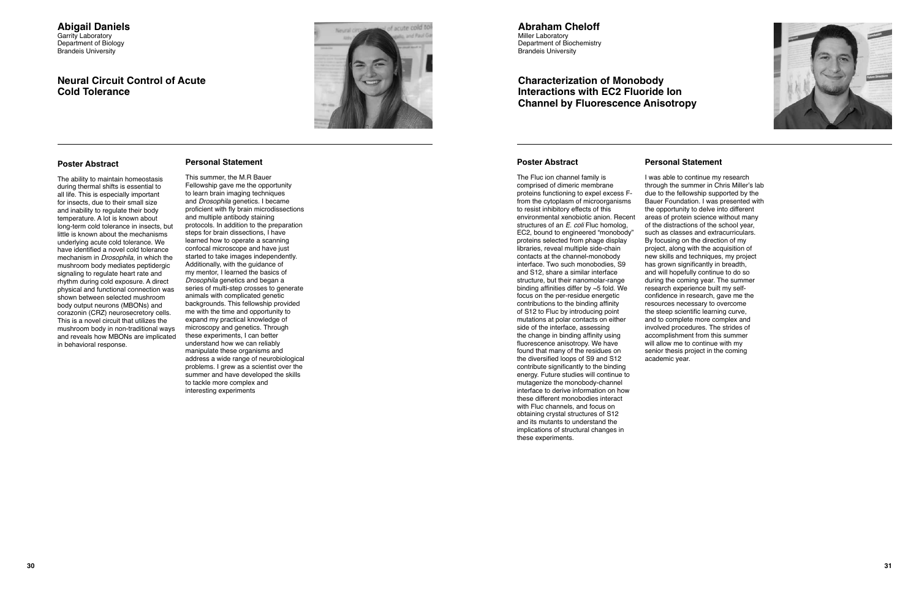## Abigail Daniels

Garrity Laboratory
Department of Biology
Brandeis University

### Neural Circuit Control of Acute Cold Tolerance

#### Poster Abstract

The ability to maintain homeostasis during thermal shifts is essential to all life. This is especially important for insects, due to their small size and inability to regulate their body temperature. A lot is known about long-term cold tolerance in insects, but little is known about the mechanisms underlying acute cold tolerance. We have identified a novel cold tolerance mechanism in *Drosophila*, in which the mushroom body mediates peptidergic signaling to regulate heart rate and rhythm during cold exposure. A direct physical and functional connection was shown between selected mushroom body output neurons (MBONs) and corazonin (CRZ) neurosecretory cells. This is a novel circuit that utilizes the mushroom body in non-traditional ways and reveals how MBONs are implicated in behavioral response.

#### Personal Statement

This summer, the M.R Bauer Fellowship gave me the opportunity to learn brain imaging techniques and *Drosophila* genetics. I became proficient with fly brain microdissections and multiple antibody staining protocols. In addition to the preparation steps for brain dissections, I have learned how to operate a scanning confocal microscope and have just started to take images independently. Additionally, with the guidance of my mentor, I learned the basics of *Drosophila* genetics and began a series of multi-step crosses to generate animals with complicated genetic backgrounds. This fellowship provided me with the time and opportunity to expand my practical knowledge of microscopy and genetics. Through these experiments, I can better understand how we can reliably manipulate these organisms and address a wide range of neurobiological problems. I grew as a scientist over the summer and have developed the skills to tackle more complex and interesting experiments

## Abraham Cheloff

Miller Laboratory
Department of Biochemistry
Brandeis University

### Characterization of Monobody Interactions with EC2 Fluoride Ion Channel by Fluorescence Anisotropy

#### Poster Abstract

The Fluc ion channel family is comprised of dimeric membrane proteins functioning to expel excess F- from the cytoplasm of microorganisms to resist inhibitory effects of this environmental xenobiotic anion. Recent structures of an *E. coli* Fluc homolog, EC2, bound to engineered "monobody" proteins selected from phage display libraries, reveal multiple side-chain contacts at the channel-monobody interface. Two such monobodies, S9 and S12, share a similar interface structure, but their nanomolar-range binding affinities differ by ~5 fold. We focus on the per-residue energetic contributions to the binding affinity of S12 to Fluc by introducing point mutations at polar contacts on either side of the interface, assessing the change in binding affinity using fluorescence anisotropy. We have found that many of the residues on the diversified loops of S9 and S12 contribute significantly to the binding energy. Future studies will continue to mutagenize the monobody-channel interface to derive information on how these different monobodies interact with Fluc channels, and focus on obtaining crystal structures of S12 and its mutants to understand the implications of structural changes in these experiments.

#### Personal Statement

I was able to continue my research through the summer in Chris Miller's lab due to the fellowship supported by the Bauer Foundation. I was presented with the opportunity to delve into different areas of protein science without many of the distractions of the school year, such as classes and extracurriculars. By focusing on the direction of my project, along with the acquisition of new skills and techniques, my project has grown significantly in breadth, and will hopefully continue to do so during the coming year. The summer research experience built my self-confidence in research, gave me the resources necessary to overcome the steep scientific learning curve, and to complete more complex and involved procedures. The strides of accomplishment from this summer will allow me to continue with my senior thesis project in the coming academic year.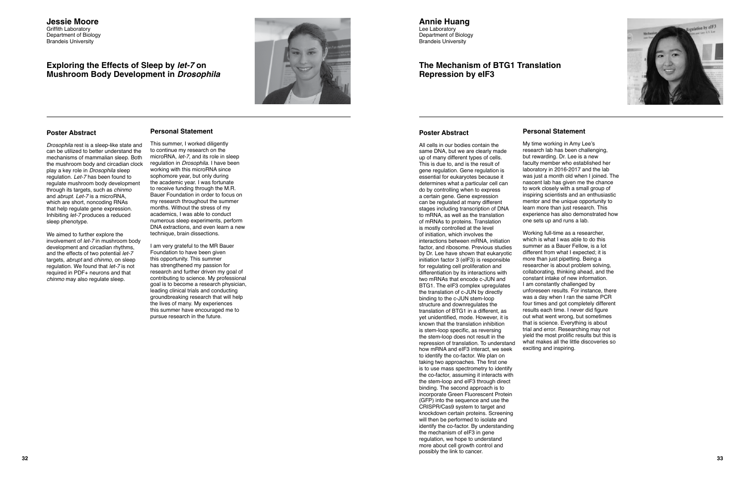## Jessie Moore

Griffith Laboratory
Department of Biology
Brandeis University

# Exploring the Effects of Sleep by *let-7* on Mushroom Body Development in *Drosophila*

### Poster Abstract

*Drosophila* rest is a sleep-like state and can be utilized to better understand the mechanisms of mammalian sleep. Both the mushroom body and circadian clock play a key role in *Drosophila* sleep regulation. *Let-7* has been found to regulate mushroom body development through its targets, such as *chinmo* and *abrupt*. *Let-7* is a microRNA, which are short, noncoding RNAs that help regulate gene expression. Inhibiting *let-7* produces a reduced sleep phenotype.

We aimed to further explore the involvement of *let-7* in mushroom body development and circadian rhythms, and the effects of two potential *let-7* targets, *abrupt* and *chinmo*, on sleep regulation. We found that *let-7* is not required in PDF+ neurons and that *chinmo* may also regulate sleep.

### Personal Statement

This summer, I worked diligently to continue my research on the microRNA, *let-7*, and its role in sleep regulation in *Drosophila*. I have been working with this microRNA since sophomore year, but only during the academic year. I was fortunate to receive funding through the M.R. Bauer Foundation in order to focus on my research throughout the summer months. Without the stress of my academics, I was able to conduct numerous sleep experiments, perform DNA extractions, and even learn a new technique, brain dissections.

I am very grateful to the MR Bauer Foundation to have been given this opportunity. This summer has strengthened my passion for research and further driven my goal of contributing to science. My professional goal is to become a research physician, leading clinical trials and conducting groundbreaking research that will help the lives of many. My experiences this summer have encouraged me to pursue research in the future.

## Annie Huang

Lee Laboratory
Department of Biology
Brandeis University

# The Mechanism of BTG1 Translation Repression by eIF3

### Poster Abstract

All cells in our bodies contain the same DNA, but we are clearly made up of many different types of cells. This is due to, and is the result of gene regulation. Gene regulation is essential for eukaryotes because it determines what a particular cell can do by controlling when to express a certain gene. Gene expression can be regulated at many different stages including transcription of DNA to mRNA, as well as the translation of mRNAs to proteins. Translation is mostly controlled at the level of initiation, which involves the interactions between mRNA, initiation factor, and ribosome. Previous studies by Dr. Lee have shown that eukaryotic initiation factor 3 (eIF3) is responsible for regulating cell proliferation and differentiation by its interactions with two mRNAs that encode c-JUN and BTG1. The eIF3 complex upregulates the translation of c-JUN by directly binding to the c-JUN stem-loop structure and downregulates the translation of BTG1 in a different, as yet unidentified, mode. However, it is known that the translation inhibition is stem-loop specific, as reversing the stem-loop does not result in the repression of translation. To understand how mRNA and eIF3 interact, we seek to identify the co-factor. We plan on taking two approaches. The first one is to use mass spectrometry to identify the co-factor, assuming it interacts with the stem-loop and eIF3 through direct binding. The second approach is to incorporate Green Fluorescent Protein (GFP) into the sequence and use the CRISPR/Cas9 system to target and knockdown certain proteins. Screening will then be performed to isolate and identify the co-factor. By understanding the mechanism of eIF3 in gene regulation, we hope to understand more about cell growth control and possibly the link to cancer.

### Personal Statement

My time working in Amy Lee's research lab has been challenging, but rewarding. Dr. Lee is a new faculty member who established her laboratory in 2016-2017 and the lab was just a month old when I joined. The nascent lab has given me the chance to work closely with a small group of inspiring scientists and an enthusiastic mentor and the unique opportunity to learn more than just research. This experience has also demonstrated how one sets up and runs a lab.

Working full-time as a researcher, which is what I was able to do this summer as a Bauer Fellow, is a lot different from what I expected; it is more than just pipetting. Being a researcher is about problem solving, collaborating, thinking ahead, and the constant intake of new information. I am constantly challenged by unforeseen results. For instance, there was a day when I ran the same PCR four times and got completely different results each time. I never did figure out what went wrong, but sometimes that is science. Everything is about trial and error. Researching may not yield the most prolific results but this is what makes all the little discoveries so exciting and inspiring.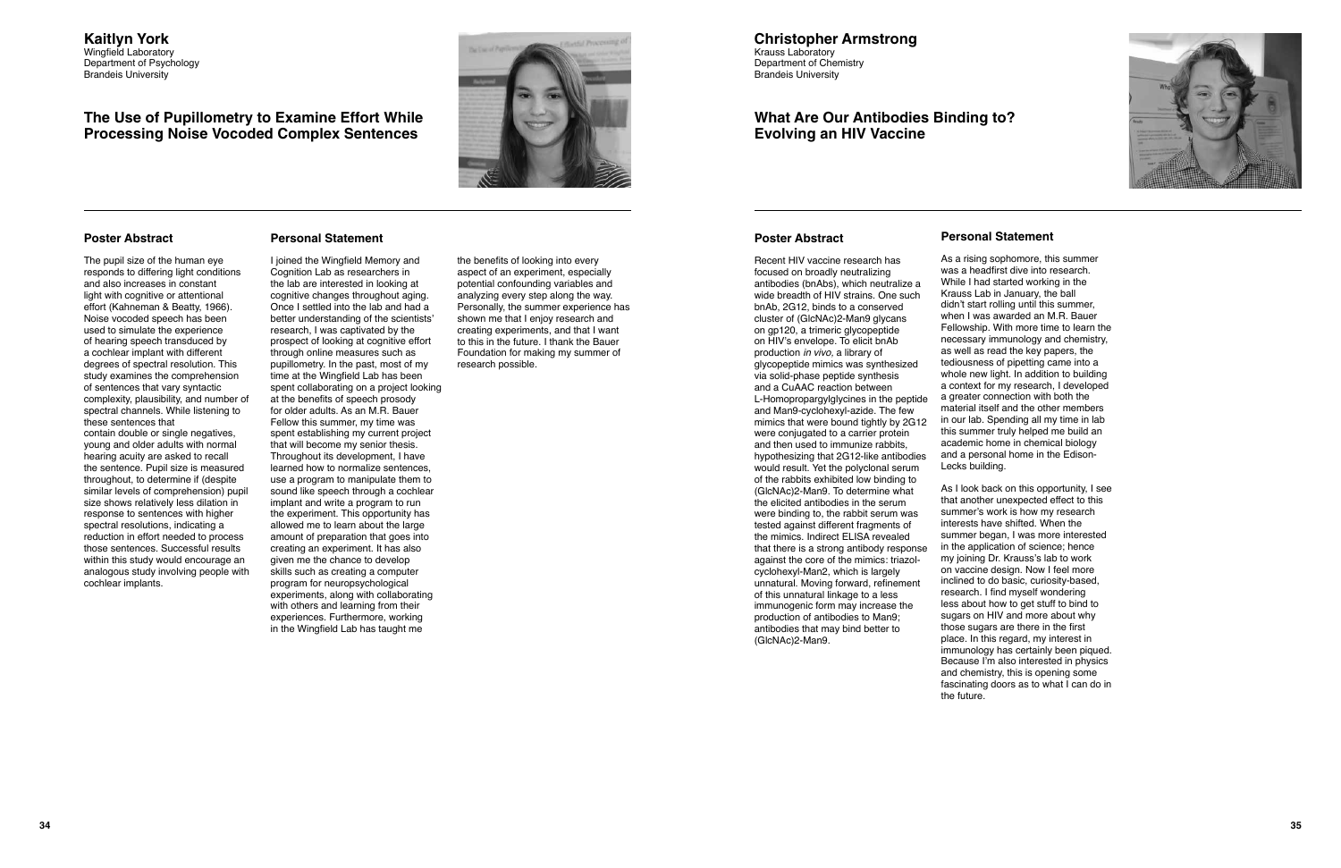## Kaitlyn York

Wingfield Laboratory
Department of Psychology
Brandeis University

# The Use of Pupillometry to Examine Effort While Processing Noise Vocoded Complex Sentences

### Poster Abstract

The pupil size of the human eye responds to differing light conditions and also increases in constant light with cognitive or attentional effort (Kahneman & Beatty, 1966). Noise vocoded speech has been used to simulate the experience of hearing speech transduced by a cochlear implant with different degrees of spectral resolution. This study examines the comprehension of sentences that vary syntactic complexity, plausibility, and number of spectral channels. While listening to these sentences that contain double or single negatives, young and older adults with normal hearing acuity are asked to recall the sentence. Pupil size is measured throughout, to determine if (despite similar levels of comprehension) pupil size shows relatively less dilation in response to sentences with higher spectral resolutions, indicating a reduction in effort needed to process those sentences. Successful results within this study would encourage an analogous study involving people with cochlear implants.

### Personal Statement

I joined the Wingfield Memory and Cognition Lab as researchers in the lab are interested in looking at cognitive changes throughout aging. Once I settled into the lab and had a better understanding of the scientists' research, I was captivated by the prospect of looking at cognitive effort through online measures such as pupillometry. In the past, most of my time at the Wingfield Lab has been spent collaborating on a project looking at the benefits of speech prosody for older adults. As an M.R. Bauer Fellow this summer, my time was spent establishing my current project that will become my senior thesis. Throughout its development, I have learned how to normalize sentences, use a program to manipulate them to sound like speech through a cochlear implant and write a program to run the experiment. This opportunity has allowed me to learn about the large amount of preparation that goes into creating an experiment. It has also given me the chance to develop skills such as creating a computer program for neuropsychological experiments, along with collaborating with others and learning from their experiences. Furthermore, working in the Wingfield Lab has taught me the benefits of looking into every aspect of an experiment, especially potential confounding variables and analyzing every step along the way. Personally, the summer experience has shown me that I enjoy research and creating experiments, and that I want to this in the future. I thank the Bauer Foundation for making my summer of research possible.

## Christopher Armstrong

Krauss Laboratory
Department of Chemistry
Brandeis University

# What Are Our Antibodies Binding to? Evolving an HIV Vaccine

### Poster Abstract

Recent HIV vaccine research has focused on broadly neutralizing antibodies (bnAbs), which neutralize a wide breadth of HIV strains. One such bnAb, 2G12, binds to a conserved cluster of (GlcNAc)2-Man9 glycans on gp120, a trimeric glycopeptide on HIV's envelope. To elicit bnAb production *in vivo*, a library of glycopeptide mimics was synthesized via solid-phase peptide synthesis and a CuAAC reaction between L-Homopropargylglycines in the peptide and Man9-cyclohexyl-azide. The few mimics that were bound tightly by 2G12 were conjugated to a carrier protein and then used to immunize rabbits, hypothesizing that 2G12-like antibodies would result. Yet the polyclonal serum of the rabbits exhibited low binding to (GlcNAc)2-Man9. To determine what the elicited antibodies in the serum were binding to, the rabbit serum was tested against different fragments of the mimics. Indirect ELISA revealed that there is a strong antibody response against the core of the mimics: triazol-cyclohexyl-Man2, which is largely unnatural. Moving forward, refinement of this unnatural linkage to a less immunogenic form may increase the production of antibodies to Man9; antibodies that may bind better to (GlcNAc)2-Man9.

### Personal Statement

As a rising sophomore, this summer was a headfirst dive into research. While I had started working in the Krauss Lab in January, the ball didn't start rolling until this summer, when I was awarded an M.R. Bauer Fellowship. With more time to learn the necessary immunology and chemistry, as well as read the key papers, the tediousness of pipetting came into a whole new light. In addition to building a context for my research, I developed a greater connection with both the material itself and the other members in our lab. Spending all my time in lab this summer truly helped me build an academic home in chemical biology and a personal home in the Edison-Lecks building.

As I look back on this opportunity, I see that another unexpected effect to this summer's work is how my research interests have shifted. When the summer began, I was more interested in the application of science; hence my joining Dr. Krauss's lab to work on vaccine design. Now I feel more inclined to do basic, curiosity-based, research. I find myself wondering less about how to get stuff to bind to sugars on HIV and more about why those sugars are there in the first place. In this regard, my interest in immunology has certainly been piqued. Because I'm also interested in physics and chemistry, this is opening some fascinating doors as to what I can do in the future.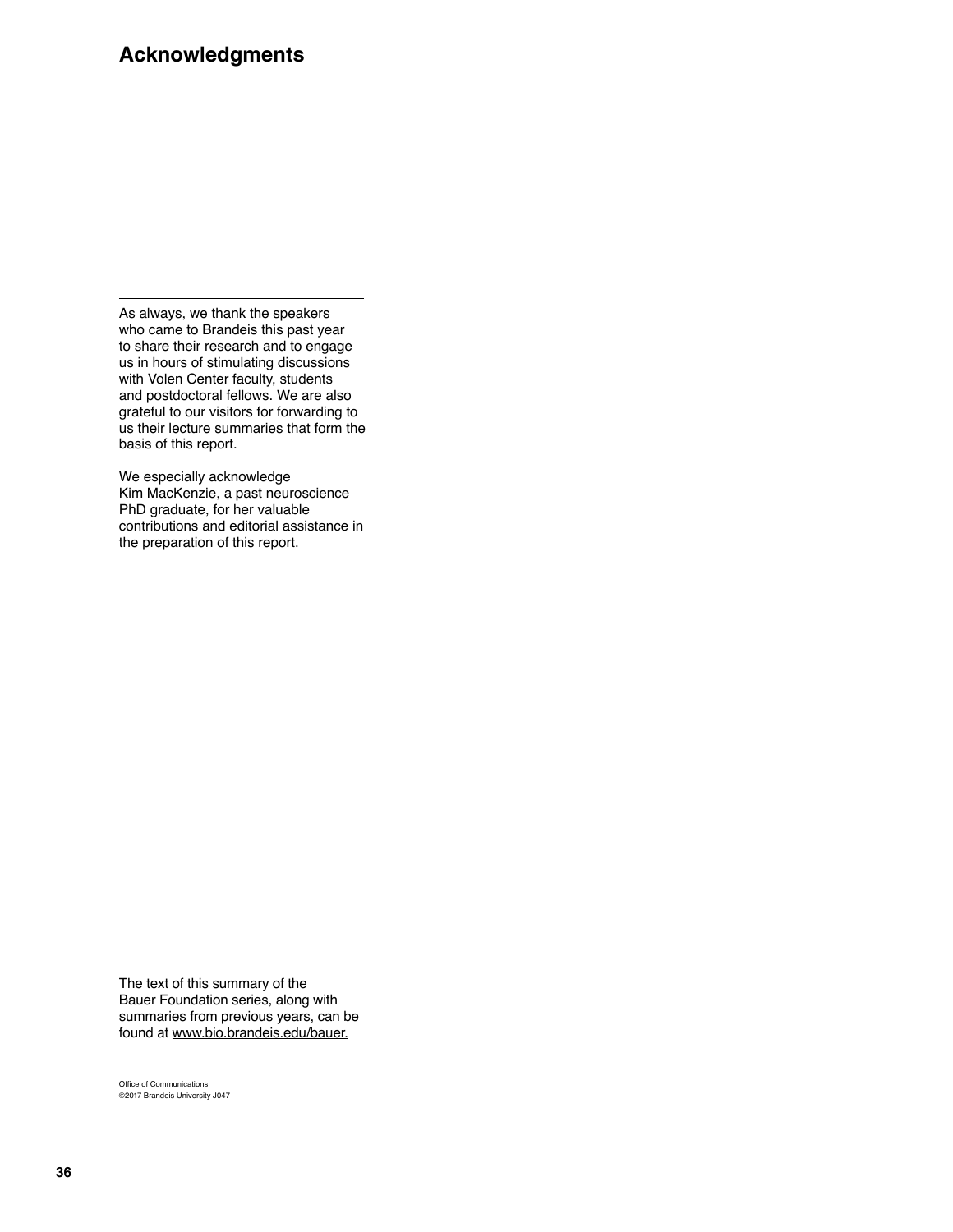# Acknowledgments

As always, we thank the speakers who came to Brandeis this past year to share their research and to engage us in hours of stimulating discussions with Volen Center faculty, students and postdoctoral fellows. We are also grateful to our visitors for forwarding to us their lecture summaries that form the basis of this report.

We especially acknowledge Kim MacKenzie, a past neuroscience PhD graduate, for her valuable contributions and editorial assistance in the preparation of this report.

The text of this summary of the Bauer Foundation series, along with summaries from previous years, can be found at www.bio.brandeis.edu/bauer.

Office of Communications
©2017 Brandeis University J047